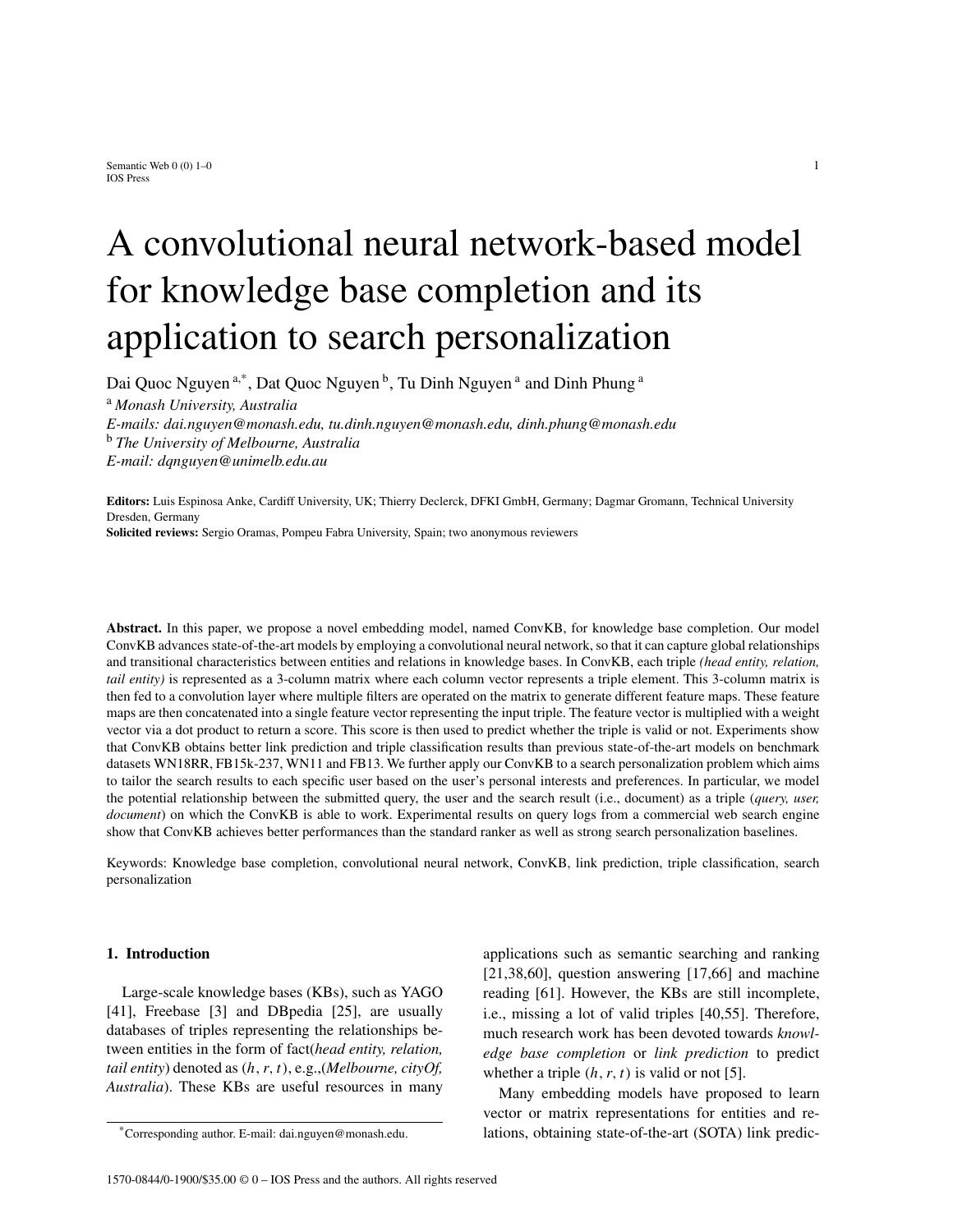# A convolutional neural network-based model for knowledge base completion and its application to search personalization

Dai Quoc Nguyen [a,*], Dat Quoc Nguyen [b], Tu Dinh Nguyen [a] and Dinh Phung [a]

[a] *Monash University, Australia*
*E-mails: dai.nguyen@monash.edu, tu.dinh.nguyen@monash.edu, dinh.phung@monash.edu*
[b] *The University of Melbourne, Australia*
*E-mail: dqnguyen@unimelb.edu.au*

**Editors:** Luis Espinosa Anke, Cardiff University, UK; Thierry Declerck, DFKI GmbH, Germany; Dagmar Gromann, Technical University Dresden, Germany
**Solicited reviews:** Sergio Oramas, Pompeu Fabra University, Spain; two anonymous reviewers

**Abstract.** In this paper, we propose a novel embedding model, named ConvKB, for knowledge base completion. Our model ConvKB advances state-of-the-art models by employing a convolutional neural network, so that it can capture global relationships and transitional characteristics between entities and relations in knowledge bases. In ConvKB, each triple *(head entity, relation, tail entity)* is represented as a 3-column matrix where each column vector represents a triple element. This 3-column matrix is then fed to a convolution layer where multiple filters are operated on the matrix to generate different feature maps. These feature maps are then concatenated into a single feature vector representing the input triple. The feature vector is multiplied with a weight vector via a dot product to return a score. This score is then used to predict whether the triple is valid or not. Experiments show that ConvKB obtains better link prediction and triple classification results than previous state-of-the-art models on benchmark datasets WN18RR, FB15k-237, WN11 and FB13. We further apply our ConvKB to a search personalization problem which aims to tailor the search results to each specific user based on the user's personal interests and preferences. In particular, we model the potential relationship between the submitted query, the user and the search result (i.e., document) as a triple (*query, user, document*) on which the ConvKB is able to work. Experimental results on query logs from a commercial web search engine show that ConvKB achieves better performances than the standard ranker as well as strong search personalization baselines.

Keywords: Knowledge base completion, convolutional neural network, ConvKB, link prediction, triple classification, search personalization

## 1. Introduction

Large-scale knowledge bases (KBs), such as YAGO [41], Freebase [3] and DBpedia [25], are usually databases of triples representing the relationships between entities in the form of fact(*head entity, relation, tail entity*) denoted as ($h$, $r$, $t$), e.g.,(*Melbourne, cityOf, Australia*). These KBs are useful resources in many applications such as semantic searching and ranking [21,38,60], question answering [17,66] and machine reading [61]. However, the KBs are still incomplete, i.e., missing a lot of valid triples [40,55]. Therefore, much research work has been devoted towards *knowledge base completion* or *link prediction* to predict whether a triple ($h$, $r$, $t$) is valid or not [5].

Many embedding models have proposed to learn vector or matrix representations for entities and relations, obtaining state-of-the-art (SOTA) link predic-

*Corresponding author. E-mail: dai.nguyen@monash.edu.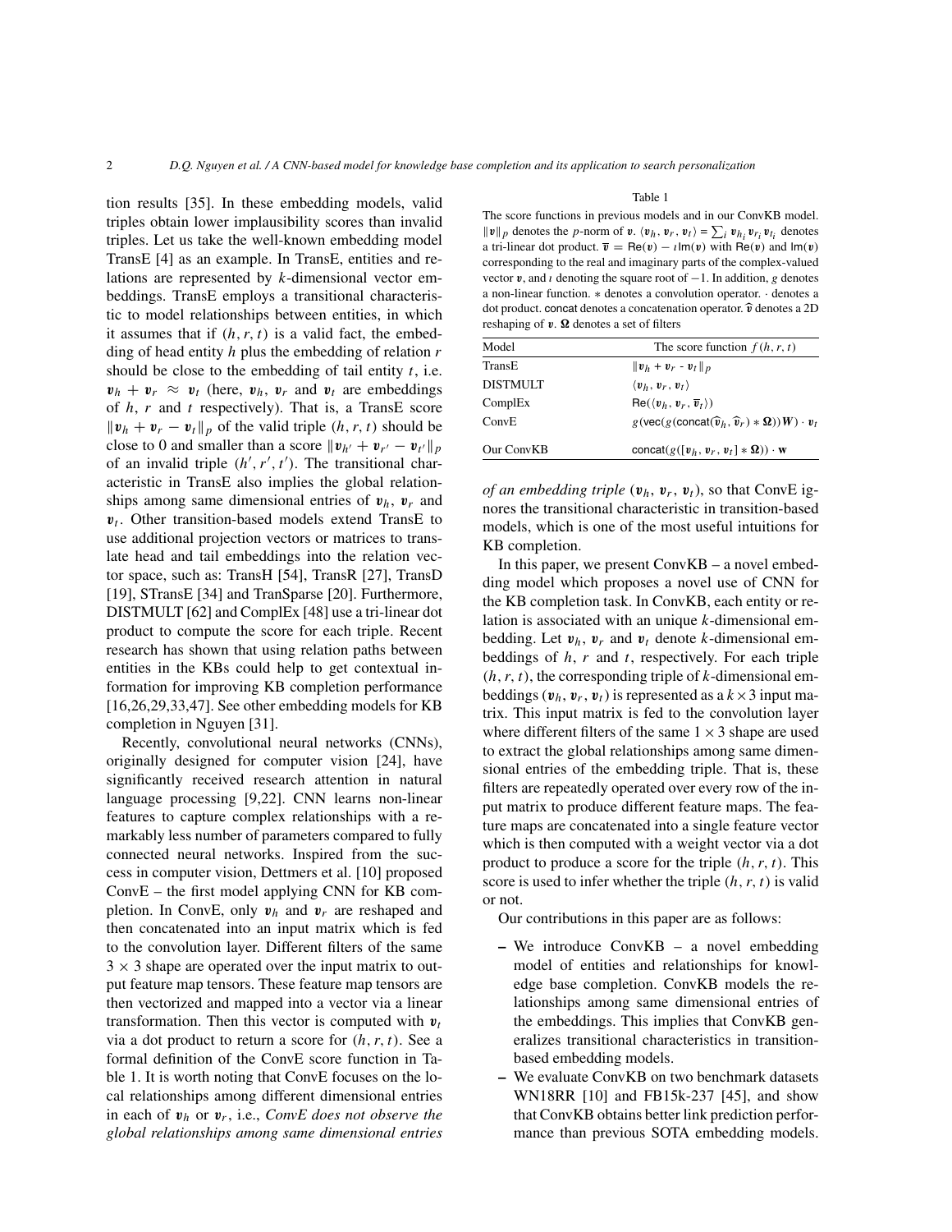tion results [35]. In these embedding models, valid triples obtain lower implausibility scores than invalid triples. Let us take the well-known embedding model TransE [4] as an example. In TransE, entities and relations are represented by $k$-dimensional vector embeddings. TransE employs a transitional characteristic to model relationships between entities, in which it assumes that if $(h, r, t)$ is a valid fact, the embedding of head entity $h$ plus the embedding of relation $r$ should be close to the embedding of tail entity $t$, i.e. $\boldsymbol{v}_h + \boldsymbol{v}_r \approx \boldsymbol{v}_t$ (here, $\boldsymbol{v}_h$, $\boldsymbol{v}_r$ and $\boldsymbol{v}_t$ are embeddings of $h$, $r$ and $t$ respectively). That is, a TransE score $\|\boldsymbol{v}_h + \boldsymbol{v}_r - \boldsymbol{v}_t\|_p$ of the valid triple $(h, r, t)$ should be close to 0 and smaller than a score $\|\boldsymbol{v}_{h'} + \boldsymbol{v}_{r'} - \boldsymbol{v}_{t'}\|_p$ of an invalid triple $(h', r', t')$. The transitional characteristic in TransE also implies the global relationships among same dimensional entries of $\boldsymbol{v}_h$, $\boldsymbol{v}_r$ and $\boldsymbol{v}_t$. Other transition-based models extend TransE to use additional projection vectors or matrices to translate head and tail embeddings into the relation vector space, such as: TransH [54], TransR [27], TransD [19], STransE [34] and TranSparse [20]. Furthermore, DISTMULT [62] and ComplEx [48] use a tri-linear dot product to compute the score for each triple. Recent research has shown that using relation paths between entities in the KBs could help to get contextual information for improving KB completion performance [16,26,29,33,47]. See other embedding models for KB completion in Nguyen [31].

Recently, convolutional neural networks (CNNs), originally designed for computer vision [24], have significantly received research attention in natural language processing [9,22]. CNN learns non-linear features to capture complex relationships with a remarkably less number of parameters compared to fully connected neural networks. Inspired from the success in computer vision, Dettmers et al. [10] proposed ConvE – the first model applying CNN for KB completion. In ConvE, only $\boldsymbol{v}_h$ and $\boldsymbol{v}_r$ are reshaped and then concatenated into an input matrix which is fed to the convolution layer. Different filters of the same $3 \times 3$ shape are operated over the input matrix to output feature map tensors. These feature map tensors are then vectorized and mapped into a vector via a linear transformation. Then this vector is computed with $\boldsymbol{v}_t$ via a dot product to return a score for $(h, r, t)$. See a formal definition of the ConvE score function in Table 1. It is worth noting that ConvE focuses on the local relationships among different dimensional entries in each of $\boldsymbol{v}_h$ or $\boldsymbol{v}_r$, i.e., *ConvE does not observe the global relationships among same dimensional entries of an embedding triple* $(\boldsymbol{v}_h, \boldsymbol{v}_r, \boldsymbol{v}_t)$, so that ConvE ignores the transitional characteristic in transition-based models, which is one of the most useful intuitions for KB completion.

Table 1

The score functions in previous models and in our ConvKB model. $\|\boldsymbol{v}\|_p$ denotes the $p$-norm of $\boldsymbol{v}$. $\langle \boldsymbol{v}_h, \boldsymbol{v}_r, \boldsymbol{v}_t \rangle = \sum_i \boldsymbol{v}_{h_i} \boldsymbol{v}_{r_i} \boldsymbol{v}_{t_i}$ denotes a tri-linear dot product. $\overline{\boldsymbol{v}} = \mathsf{Re}(\boldsymbol{v}) - \imath \mathsf{Im}(\boldsymbol{v})$ with $\mathsf{Re}(\boldsymbol{v})$ and $\mathsf{Im}(\boldsymbol{v})$ corresponding to the real and imaginary parts of the complex-valued vector $\boldsymbol{v}$, and $\imath$ denoting the square root of $-1$. In addition, $g$ denotes a non-linear function. $*$ denotes a convolution operator. $\cdot$ denotes a dot product. concat denotes a concatenation operator. $\widehat{\boldsymbol{v}}$ denotes a 2D reshaping of $\boldsymbol{v}$. $\boldsymbol{\Omega}$ denotes a set of filters

| Model | The score function $f(h, r, t)$ |
|---|---|
| TransE | $\|\boldsymbol{v}_h + \boldsymbol{v}_r - \boldsymbol{v}_t\|_p$ |
| DISTMULT | $\langle \boldsymbol{v}_h, \boldsymbol{v}_r, \boldsymbol{v}_t \rangle$ |
| ComplEx | $\mathsf{Re}(\langle \boldsymbol{v}_h, \boldsymbol{v}_r, \overline{\boldsymbol{v}}_t \rangle)$ |
| ConvE | $g(\mathsf{vec}(g(\mathsf{concat}(\widehat{\boldsymbol{v}}_h, \widehat{\boldsymbol{v}}_r) * \boldsymbol{\Omega}))\boldsymbol{W}) \cdot \boldsymbol{v}_t$ |
| Our ConvKB | $\mathsf{concat}(g([\boldsymbol{v}_h, \boldsymbol{v}_r, \boldsymbol{v}_t] * \boldsymbol{\Omega})) \cdot \mathbf{w}$ |

In this paper, we present ConvKB – a novel embedding model which proposes a novel use of CNN for the KB completion task. In ConvKB, each entity or relation is associated with an unique $k$-dimensional embedding. Let $\boldsymbol{v}_h$, $\boldsymbol{v}_r$ and $\boldsymbol{v}_t$ denote $k$-dimensional embeddings of $h$, $r$ and $t$, respectively. For each triple $(h, r, t)$, the corresponding triple of $k$-dimensional embeddings $(\boldsymbol{v}_h, \boldsymbol{v}_r, \boldsymbol{v}_t)$ is represented as a $k \times 3$ input matrix. This input matrix is fed to the convolution layer where different filters of the same $1 \times 3$ shape are used to extract the global relationships among same dimensional entries of the embedding triple. That is, these filters are repeatedly operated over every row of the input matrix to produce different feature maps. The feature maps are concatenated into a single feature vector which is then computed with a weight vector via a dot product to produce a score for the triple $(h, r, t)$. This score is used to infer whether the triple $(h, r, t)$ is valid or not.

Our contributions in this paper are as follows:

- We introduce ConvKB – a novel embedding model of entities and relationships for knowledge base completion. ConvKB models the relationships among same dimensional entries of the embeddings. This implies that ConvKB generalizes transitional characteristics in transition-based embedding models.
- We evaluate ConvKB on two benchmark datasets WN18RR [10] and FB15k-237 [45], and show that ConvKB obtains better link prediction performance than previous SOTA embedding models.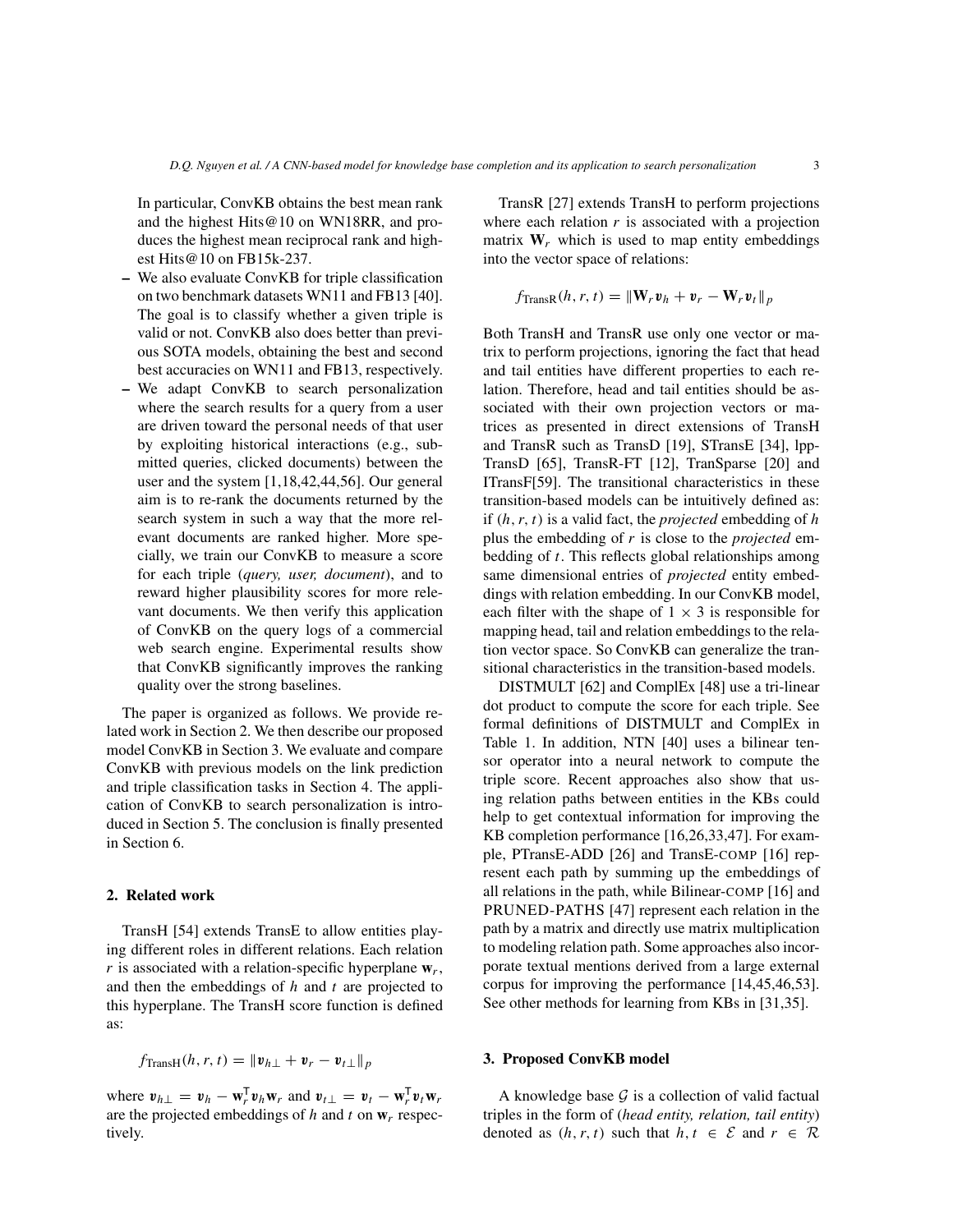In particular, ConvKB obtains the best mean rank and the highest Hits@10 on WN18RR, and produces the highest mean reciprocal rank and highest Hits@10 on FB15k-237.

- We also evaluate ConvKB for triple classification on two benchmark datasets WN11 and FB13 [40]. The goal is to classify whether a given triple is valid or not. ConvKB also does better than previous SOTA models, obtaining the best and second best accuracies on WN11 and FB13, respectively.
- We adapt ConvKB to search personalization where the search results for a query from a user are driven toward the personal needs of that user by exploiting historical interactions (e.g., submitted queries, clicked documents) between the user and the system [1,18,42,44,56]. Our general aim is to re-rank the documents returned by the search system in such a way that the more relevant documents are ranked higher. More specially, we train our ConvKB to measure a score for each triple (*query, user, document*), and to reward higher plausibility scores for more relevant documents. We then verify this application of ConvKB on the query logs of a commercial web search engine. Experimental results show that ConvKB significantly improves the ranking quality over the strong baselines.

The paper is organized as follows. We provide related work in Section 2. We then describe our proposed model ConvKB in Section 3. We evaluate and compare ConvKB with previous models on the link prediction and triple classification tasks in Section 4. The application of ConvKB to search personalization is introduced in Section 5. The conclusion is finally presented in Section 6.

## 2. Related work

TransH [54] extends TransE to allow entities playing different roles in different relations. Each relation $r$ is associated with a relation-specific hyperplane $\mathbf{w}_r$, and then the embeddings of $h$ and $t$ are projected to this hyperplane. The TransH score function is defined as:

$$f_{\text{TransH}}(h, r, t) = \|\boldsymbol{v}_{h\perp} + \boldsymbol{v}_r - \boldsymbol{v}_{t\perp}\|_p$$

where $\boldsymbol{v}_{h\perp} = \boldsymbol{v}_h - \mathbf{w}_r^{\mathsf{T}}\boldsymbol{v}_h\mathbf{w}_r$ and $\boldsymbol{v}_{t\perp} = \boldsymbol{v}_t - \mathbf{w}_r^{\mathsf{T}}\boldsymbol{v}_t\mathbf{w}_r$ are the projected embeddings of $h$ and $t$ on $\mathbf{w}_r$ respectively.

TransR [27] extends TransH to perform projections where each relation $r$ is associated with a projection matrix $\mathbf{W}_r$ which is used to map entity embeddings into the vector space of relations:

$$f_{\text{TransR}}(h, r, t) = \|\mathbf{W}_r\boldsymbol{v}_h + \boldsymbol{v}_r - \mathbf{W}_r\boldsymbol{v}_t\|_p$$

Both TransH and TransR use only one vector or matrix to perform projections, ignoring the fact that head and tail entities have different properties to each relation. Therefore, head and tail entities should be associated with their own projection vectors or matrices as presented in direct extensions of TransH and TransR such as TransD [19], STransE [34], lppTransD [65], TransR-FT [12], TranSparse [20] and ITransF[59]. The transitional characteristics in these transition-based models can be intuitively defined as: if $(h, r, t)$ is a valid fact, the *projected* embedding of $h$ plus the embedding of $r$ is close to the *projected* embedding of $t$. This reflects global relationships among same dimensional entries of *projected* entity embeddings with relation embedding. In our ConvKB model, each filter with the shape of $1 \times 3$ is responsible for mapping head, tail and relation embeddings to the relation vector space. So ConvKB can generalize the transitional characteristics in the transition-based models.

DISTMULT [62] and ComplEx [48] use a tri-linear dot product to compute the score for each triple. See formal definitions of DISTMULT and ComplEx in Table 1. In addition, NTN [40] uses a bilinear tensor operator into a neural network to compute the triple score. Recent approaches also show that using relation paths between entities in the KBs could help to get contextual information for improving the KB completion performance [16,26,33,47]. For example, PTransE-ADD [26] and TransE-COMP [16] represent each path by summing up the embeddings of all relations in the path, while Bilinear-COMP [16] and PRUNED-PATHS [47] represent each relation in the path by a matrix and directly use matrix multiplication to modeling relation path. Some approaches also incorporate textual mentions derived from a large external corpus for improving the performance [14,45,46,53]. See other methods for learning from KBs in [31,35].

## 3. Proposed ConvKB model

A knowledge base $\mathcal{G}$ is a collection of valid factual triples in the form of (*head entity, relation, tail entity*) denoted as $(h, r, t)$ such that $h, t \in \mathcal{E}$ and $r \in \mathcal{R}$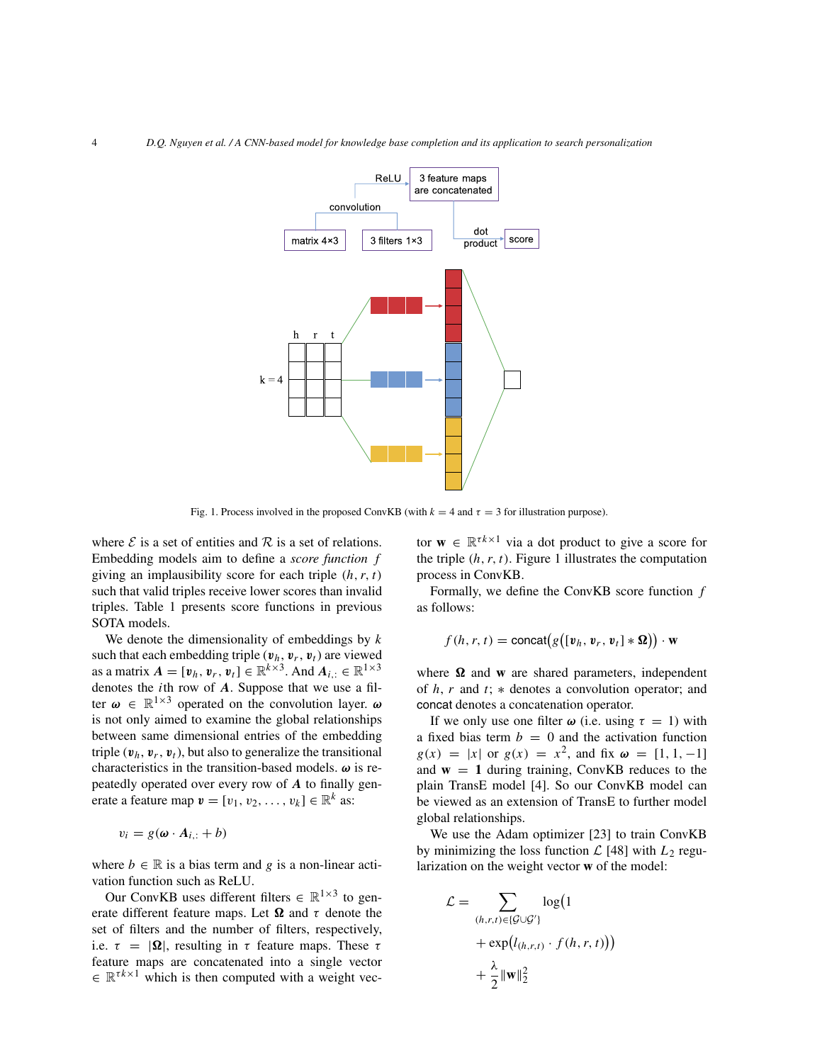Fig. 1. Process involved in the proposed ConvKB (with $k = 4$ and $\tau = 3$ for illustration purpose).

where $\mathcal{E}$ is a set of entities and $\mathcal{R}$ is a set of relations. Embedding models aim to define a *score function* $f$ giving an implausibility score for each triple $(h, r, t)$ such that valid triples receive lower scores than invalid triples. Table 1 presents score functions in previous SOTA models.

We denote the dimensionality of embeddings by $k$ such that each embedding triple $(\boldsymbol{v}_h, \boldsymbol{v}_r, \boldsymbol{v}_t)$ are viewed as a matrix $\boldsymbol{A} = [\boldsymbol{v}_h, \boldsymbol{v}_r, \boldsymbol{v}_t] \in \mathbb{R}^{k\times 3}$. And $\boldsymbol{A}_{i,:} \in \mathbb{R}^{1\times 3}$ denotes the $i$th row of $\boldsymbol{A}$. Suppose that we use a filter $\boldsymbol{\omega} \in \mathbb{R}^{1\times 3}$ operated on the convolution layer. $\boldsymbol{\omega}$ is not only aimed to examine the global relationships between same dimensional entries of the embedding triple $(\boldsymbol{v}_h, \boldsymbol{v}_r, \boldsymbol{v}_t)$, but also to generalize the transitional characteristics in the transition-based models. $\boldsymbol{\omega}$ is repeatedly operated over every row of $\boldsymbol{A}$ to finally generate a feature map $\boldsymbol{v} = [v_1, v_2, \ldots, v_k] \in \mathbb{R}^k$ as:

$$v_i = g(\boldsymbol{\omega} \cdot \boldsymbol{A}_{i,:} + b)$$

where $b \in \mathbb{R}$ is a bias term and $g$ is a non-linear activation function such as ReLU.

Our ConvKB uses different filters $\in \mathbb{R}^{1\times 3}$ to generate different feature maps. Let $\boldsymbol{\Omega}$ and $\tau$ denote the set of filters and the number of filters, respectively, i.e. $\tau = |\boldsymbol{\Omega}|$, resulting in $\tau$ feature maps. These $\tau$ feature maps are concatenated into a single vector $\in \mathbb{R}^{\tau k\times 1}$ which is then computed with a weight vector $\mathbf{w} \in \mathbb{R}^{\tau k\times 1}$ via a dot product to give a score for the triple $(h, r, t)$. Figure 1 illustrates the computation process in ConvKB.

Formally, we define the ConvKB score function $f$ as follows:

$$f(h, r, t) = \mathsf{concat}\big(g\big([\boldsymbol{v}_h, \boldsymbol{v}_r, \boldsymbol{v}_t] * \boldsymbol{\Omega}\big)\big) \cdot \mathbf{w}$$

where $\boldsymbol{\Omega}$ and $\mathbf{w}$ are shared parameters, independent of $h$, $r$ and $t$; $*$ denotes a convolution operator; and concat denotes a concatenation operator.

If we only use one filter $\boldsymbol{\omega}$ (i.e. using $\tau = 1$) with a fixed bias term $b = 0$ and the activation function $g(x) = |x|$ or $g(x) = x^2$, and fix $\boldsymbol{\omega} = [1, 1, -1]$ and $\mathbf{w} = \mathbf{1}$ during training, ConvKB reduces to the plain TransE model [4]. So our ConvKB model can be viewed as an extension of TransE to further model global relationships.

We use the Adam optimizer [23] to train ConvKB by minimizing the loss function $\mathcal{L}$ [48] with $L_2$ regularization on the weight vector $\mathbf{w}$ of the model:

$$\mathcal{L} = \sum_{(h,r,t)\in\{\mathcal{G}\cup\mathcal{G}'\}} \log\big(1 + \exp\big(l_{(h,r,t)} \cdot f(h, r, t)\big)\big) + \frac{\lambda}{2}\|\mathbf{w}\|_2^2$$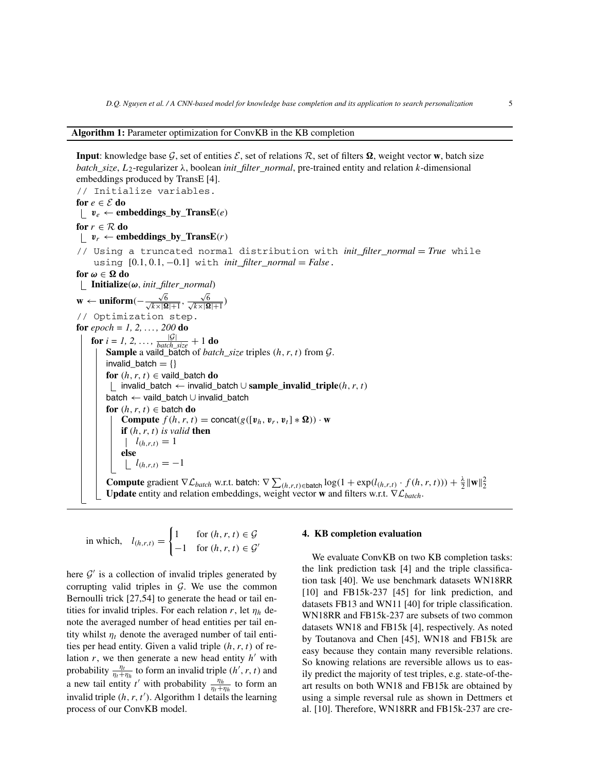**Algorithm 1:** Parameter optimization for ConvKB in the KB completion

```
Input: knowledge base G, set of entities E, set of relations R, set of filters Ω, weight vector w, batch size
batch_size, L2-regularizer λ, boolean init_filter_normal, pre-trained entity and relation k-dimensional
embeddings produced by TransE [4].
// Initialize variables.
for e ∈ E do
    v_e ← embeddings_by_TransE(e)
for r ∈ R do
    v_r ← embeddings_by_TransE(r)
// Using a truncated normal distribution with init_filter_normal = True while
   using [0.1, 0.1, −0.1] with init_filter_normal = False.
for ω ∈ Ω do
    Initialize(ω, init_filter_normal)
w ← uniform(−√6/√(k×|Ω|+1), √6/√(k×|Ω|+1))
// Optimization step.
for epoch = 1, 2, ..., 200 do
    for i = 1, 2, ..., |G|/batch_size + 1 do
        Sample a vaild_batch of batch_size triples (h, r, t) from G.
        invalid_batch = {}
        for (h, r, t) ∈ vaild_batch do
            invalid_batch ← invalid_batch ∪ sample_invalid_triple(h, r, t)
        batch ← vaild_batch ∪ invalid_batch
        for (h, r, t) ∈ batch do
            Compute f(h, r, t) = concat(g([v_h, v_r, v_t] ∗ Ω)) · w
            if (h, r, t) is valid then
                l_(h,r,t) = 1
            else
                l_(h,r,t) = −1
        Compute gradient ∇L_batch w.r.t. batch: ∇ Σ_{(h,r,t)∈batch} log(1 + exp(l_(h,r,t) · f(h, r, t))) + (λ/2)‖w‖₂²
        Update entity and relation embeddings, weight vector w and filters w.r.t. ∇L_batch.
```

in which, $l_{(h,r,t)} = \begin{cases} 1 & \text{for } (h, r, t) \in \mathcal{G} \\ -1 & \text{for } (h, r, t) \in \mathcal{G}' \end{cases}$

here $\mathcal{G}'$ is a collection of invalid triples generated by corrupting valid triples in $\mathcal{G}$. We use the common Bernoulli trick [27,54] to generate the head or tail entities for invalid triples. For each relation $r$, let $\eta_h$ denote the averaged number of head entities per tail entity whilst $\eta_t$ denote the averaged number of tail entities per head entity. Given a valid triple $(h, r, t)$ of relation $r$, we then generate a new head entity $h'$ with probability $\frac{\eta_t}{\eta_t+\eta_h}$ to form an invalid triple $(h', r, t)$ and a new tail entity $t'$ with probability $\frac{\eta_h}{\eta_t+\eta_h}$ to form an invalid triple $(h, r, t')$. Algorithm 1 details the learning process of our ConvKB model.

## 4. KB completion evaluation

We evaluate ConvKB on two KB completion tasks: the link prediction task [4] and the triple classification task [40]. We use benchmark datasets WN18RR [10] and FB15k-237 [45] for link prediction, and datasets FB13 and WN11 [40] for triple classification. WN18RR and FB15k-237 are subsets of two common datasets WN18 and FB15k [4], respectively. As noted by Toutanova and Chen [45], WN18 and FB15k are easy because they contain many reversible relations. So knowing relations are reversible allows us to easily predict the majority of test triples, e.g. state-of-the-art results on both WN18 and FB15k are obtained by using a simple reversal rule as shown in Dettmers et al. [10]. Therefore, WN18RR and FB15k-237 are cre-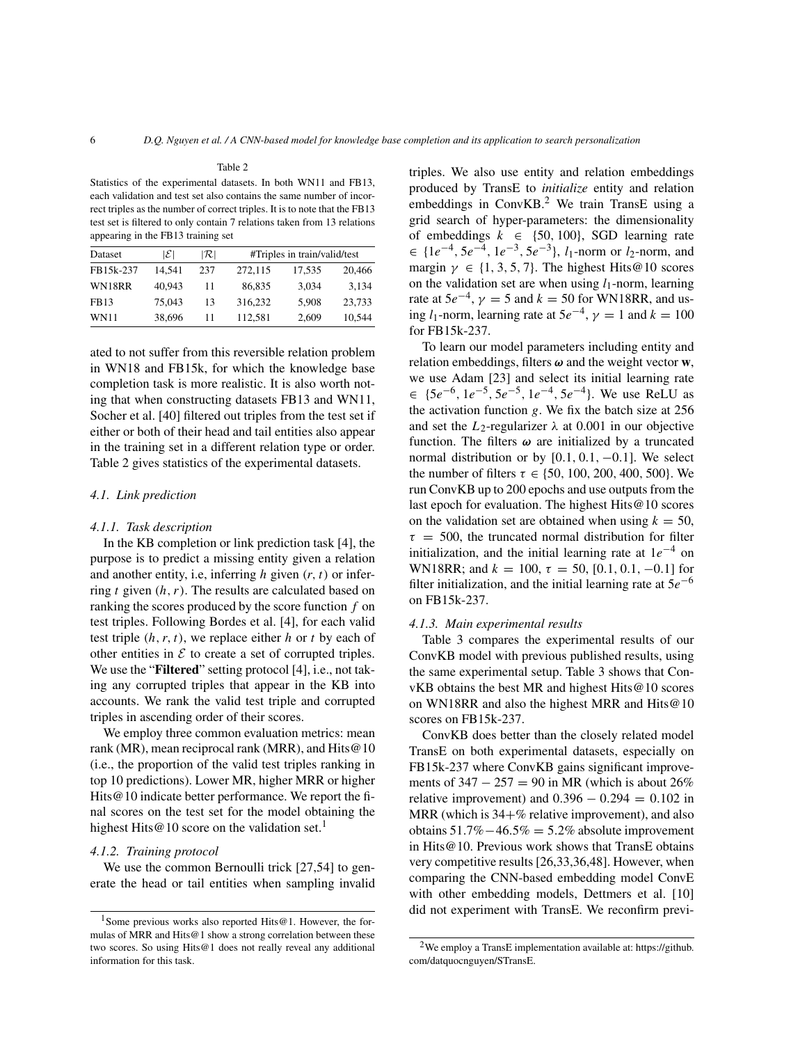Table 2

Statistics of the experimental datasets. In both WN11 and FB13, each validation and test set also contains the same number of incorrect triples as the number of correct triples. It is to note that the FB13 test set is filtered to only contain 7 relations taken from 13 relations appearing in the FB13 training set

| Dataset | $\|\mathcal{E}\|$ | $\|\mathcal{R}\|$ | #Triples in train/valid/test | | |
|---|---|---|---|---|---|
| FB15k-237 | 14,541 | 237 | 272,115 | 17,535 | 20,466 |
| WN18RR | 40,943 | 11 | 86,835 | 3,034 | 3,134 |
| FB13 | 75,043 | 13 | 316,232 | 5,908 | 23,733 |
| WN11 | 38,696 | 11 | 112,581 | 2,609 | 10,544 |

ated to not suffer from this reversible relation problem in WN18 and FB15k, for which the knowledge base completion task is more realistic. It is also worth noting that when constructing datasets FB13 and WN11, Socher et al. [40] filtered out triples from the test set if either or both of their head and tail entities also appear in the training set in a different relation type or order. Table 2 gives statistics of the experimental datasets.

### 4.1. Link prediction

#### 4.1.1. Task description

In the KB completion or link prediction task [4], the purpose is to predict a missing entity given a relation and another entity, i.e, inferring $h$ given $(r, t)$ or inferring $t$ given $(h, r)$. The results are calculated based on ranking the scores produced by the score function $f$ on test triples. Following Bordes et al. [4], for each valid test triple $(h, r, t)$, we replace either $h$ or $t$ by each of other entities in $\mathcal{E}$ to create a set of corrupted triples. We use the "**Filtered**" setting protocol [4], i.e., not taking any corrupted triples that appear in the KB into accounts. We rank the valid test triple and corrupted triples in ascending order of their scores.

We employ three common evaluation metrics: mean rank (MR), mean reciprocal rank (MRR), and Hits@10 (i.e., the proportion of the valid test triples ranking in top 10 predictions). Lower MR, higher MRR or higher Hits@10 indicate better performance. We report the final scores on the test set for the model obtaining the highest Hits@10 score on the validation set.[1]

#### 4.1.2. Training protocol

We use the common Bernoulli trick [27,54] to generate the head or tail entities when sampling invalid triples. We also use entity and relation embeddings produced by TransE to *initialize* entity and relation embeddings in ConvKB.[2] We train TransE using a grid search of hyper-parameters: the dimensionality of embeddings $k \in \{50, 100\}$, SGD learning rate $\in \{1e^{-4}, 5e^{-4}, 1e^{-3}, 5e^{-3}\}$, $l_1$-norm or $l_2$-norm, and margin $\gamma \in \{1, 3, 5, 7\}$. The highest Hits@10 scores on the validation set are when using $l_1$-norm, learning rate at $5e^{-4}$, $\gamma = 5$ and $k = 50$ for WN18RR, and using $l_1$-norm, learning rate at $5e^{-4}$, $\gamma = 1$ and $k = 100$ for FB15k-237.

To learn our model parameters including entity and relation embeddings, filters $\boldsymbol{\omega}$ and the weight vector $\mathbf{w}$, we use Adam [23] and select its initial learning rate $\in \{5e^{-6}, 1e^{-5}, 5e^{-5}, 1e^{-4}, 5e^{-4}\}$. We use ReLU as the activation function $g$. We fix the batch size at 256 and set the $L_2$-regularizer $\lambda$ at 0.001 in our objective function. The filters $\boldsymbol{\omega}$ are initialized by a truncated normal distribution or by $[0.1, 0.1, -0.1]$. We select the number of filters $\tau \in \{50, 100, 200, 400, 500\}$. We run ConvKB up to 200 epochs and use outputs from the last epoch for evaluation. The highest Hits@10 scores on the validation set are obtained when using $k = 50$, $\tau = 500$, the truncated normal distribution for filter initialization, and the initial learning rate at $1e^{-4}$ on WN18RR; and $k = 100$, $\tau = 50$, $[0.1, 0.1, -0.1]$ for filter initialization, and the initial learning rate at $5e^{-6}$ on FB15k-237.

#### 4.1.3. Main experimental results

Table 3 compares the experimental results of our ConvKB model with previous published results, using the same experimental setup. Table 3 shows that ConvKB obtains the best MR and highest Hits@10 scores on WN18RR and also the highest MRR and Hits@10 scores on FB15k-237.

ConvKB does better than the closely related model TransE on both experimental datasets, especially on FB15k-237 where ConvKB gains significant improvements of $347 - 257 = 90$ in MR (which is about 26% relative improvement) and $0.396 - 0.294 = 0.102$ in MRR (which is 34+% relative improvement), and also obtains $51.7\% - 46.5\% = 5.2\%$ absolute improvement in Hits@10. Previous work shows that TransE obtains very competitive results [26,33,36,48]. However, when comparing the CNN-based embedding model ConvE with other embedding models, Dettmers et al. [10] did not experiment with TransE. We reconfirm previ-

[1] Some previous works also reported Hits@1. However, the formulas of MRR and Hits@1 show a strong correlation between these two scores. So using Hits@1 does not really reveal any additional information for this task.

[2] We employ a TransE implementation available at: https://github.com/datquocnguyen/STransE.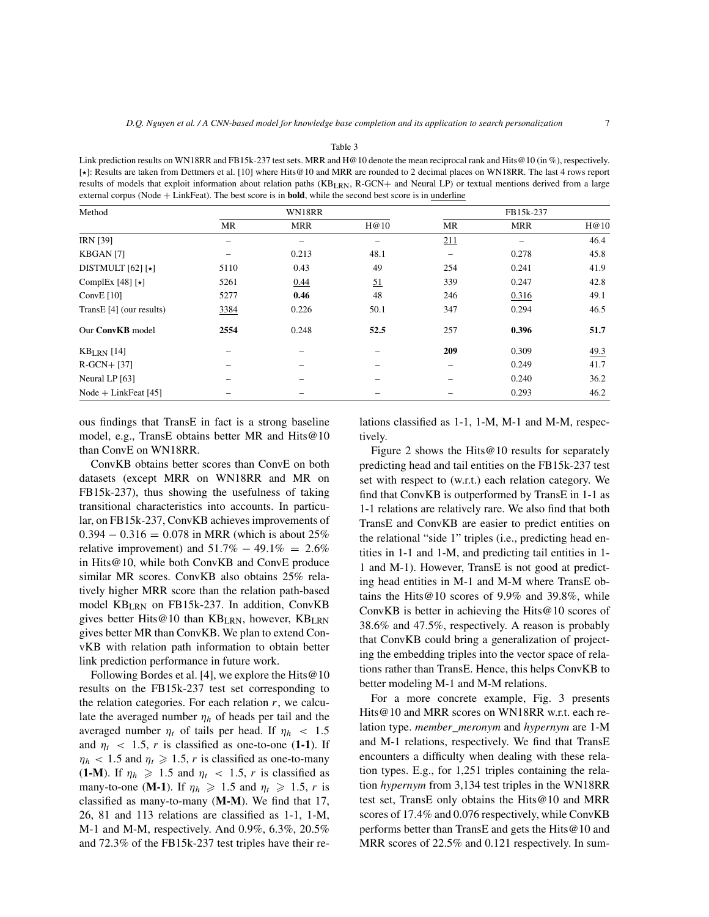Table 3

Link prediction results on WN18RR and FB15k-237 test sets. MRR and H@10 denote the mean reciprocal rank and Hits@10 (in %), respectively. [⋆]: Results are taken from Dettmers et al. [10] where Hits@10 and MRR are rounded to 2 decimal places on WN18RR. The last 4 rows report results of models that exploit information about relation paths ($KB_{LRN}$, R-GCN+ and Neural LP) or textual mentions derived from a large external corpus (Node + LinkFeat). The best score is in **bold**, while the second best score is in underline

| Method | WN18RR | | | FB15k-237 | | |
|---|---|---|---|---|---|---|
| | MR | MRR | H@10 | MR | MRR | H@10 |
| IRN [39] | – | – | – | <u>211</u> | – | 46.4 |
| KBGAN [7] | – | 0.213 | 48.1 | – | 0.278 | 45.8 |
| DISTMULT [62] [⋆] | 5110 | 0.43 | 49 | 254 | 0.241 | 41.9 |
| ComplEx [48] [⋆] | 5261 | <u>0.44</u> | <u>51</u> | 339 | 0.247 | 42.8 |
| ConvE [10] | 5277 | **0.46** | 48 | 246 | <u>0.316</u> | 49.1 |
| TransE [4] (our results) | <u>3384</u> | 0.226 | 50.1 | 347 | 0.294 | 46.5 |
| Our **ConvKB** model | **2554** | 0.248 | **52.5** | 257 | **0.396** | **51.7** |
| $KB_{LRN}$ [14] | – | – | – | **209** | 0.309 | <u>49.3</u> |
| R-GCN+ [37] | – | – | – | – | 0.249 | 41.7 |
| Neural LP [63] | – | – | – | – | 0.240 | 36.2 |
| Node + LinkFeat [45] | – | – | – | – | 0.293 | 46.2 |

ous findings that TransE in fact is a strong baseline model, e.g., TransE obtains better MR and Hits@10 than ConvE on WN18RR.

ConvKB obtains better scores than ConvE on both datasets (except MRR on WN18RR and MR on FB15k-237), thus showing the usefulness of taking transitional characteristics into accounts. In particular, on FB15k-237, ConvKB achieves improvements of $0.394 - 0.316 = 0.078$ in MRR (which is about 25% relative improvement) and $51.7\% - 49.1\% = 2.6\%$ in Hits@10, while both ConvKB and ConvE produce similar MR scores. ConvKB also obtains 25% relatively higher MRR score than the relation path-based model $KB_{LRN}$ on FB15k-237. In addition, ConvKB gives better Hits@10 than $KB_{LRN}$, however, $KB_{LRN}$ gives better MR than ConvKB. We plan to extend ConvKB with relation path information to obtain better link prediction performance in future work.

Following Bordes et al. [4], we explore the Hits@10 results on the FB15k-237 test set corresponding to the relation categories. For each relation $r$, we calculate the averaged number $\eta_h$ of heads per tail and the averaged number $\eta_t$ of tails per head. If $\eta_h < 1.5$ and $\eta_t < 1.5$, $r$ is classified as one-to-one (**1-1**). If $\eta_h < 1.5$ and $\eta_t \geqslant 1.5$, $r$ is classified as one-to-many (**1-M**). If $\eta_h \geqslant 1.5$ and $\eta_t < 1.5$, $r$ is classified as many-to-one (**M-1**). If $\eta_h \geqslant 1.5$ and $\eta_t \geqslant 1.5$, $r$ is classified as many-to-many (**M-M**). We find that 17, 26, 81 and 113 relations are classified as 1-1, 1-M, M-1 and M-M, respectively. And 0.9%, 6.3%, 20.5% and 72.3% of the FB15k-237 test triples have their relations classified as 1-1, 1-M, M-1 and M-M, respectively.

Figure 2 shows the Hits@10 results for separately predicting head and tail entities on the FB15k-237 test set with respect to (w.r.t.) each relation category. We find that ConvKB is outperformed by TransE in 1-1 as 1-1 relations are relatively rare. We also find that both TransE and ConvKB are easier to predict entities on the relational "side 1" triples (i.e., predicting head entities in 1-1 and 1-M, and predicting tail entities in 1-1 and M-1). However, TransE is not good at predicting head entities in M-1 and M-M where TransE obtains the Hits@10 scores of 9.9% and 39.8%, while ConvKB is better in achieving the Hits@10 scores of 38.6% and 47.5%, respectively. A reason is probably that ConvKB could bring a generalization of projecting the embedding triples into the vector space of relations rather than TransE. Hence, this helps ConvKB to better modeling M-1 and M-M relations.

For a more concrete example, Fig. 3 presents Hits@10 and MRR scores on WN18RR w.r.t. each relation type. *member_meronym* and *hypernym* are 1-M and M-1 relations, respectively. We find that TransE encounters a difficulty when dealing with these relation types. E.g., for 1,251 triples containing the relation *hypernym* from 3,134 test triples in the WN18RR test set, TransE only obtains the Hits@10 and MRR scores of 17.4% and 0.076 respectively, while ConvKB performs better than TransE and gets the Hits@10 and MRR scores of 22.5% and 0.121 respectively. In sum-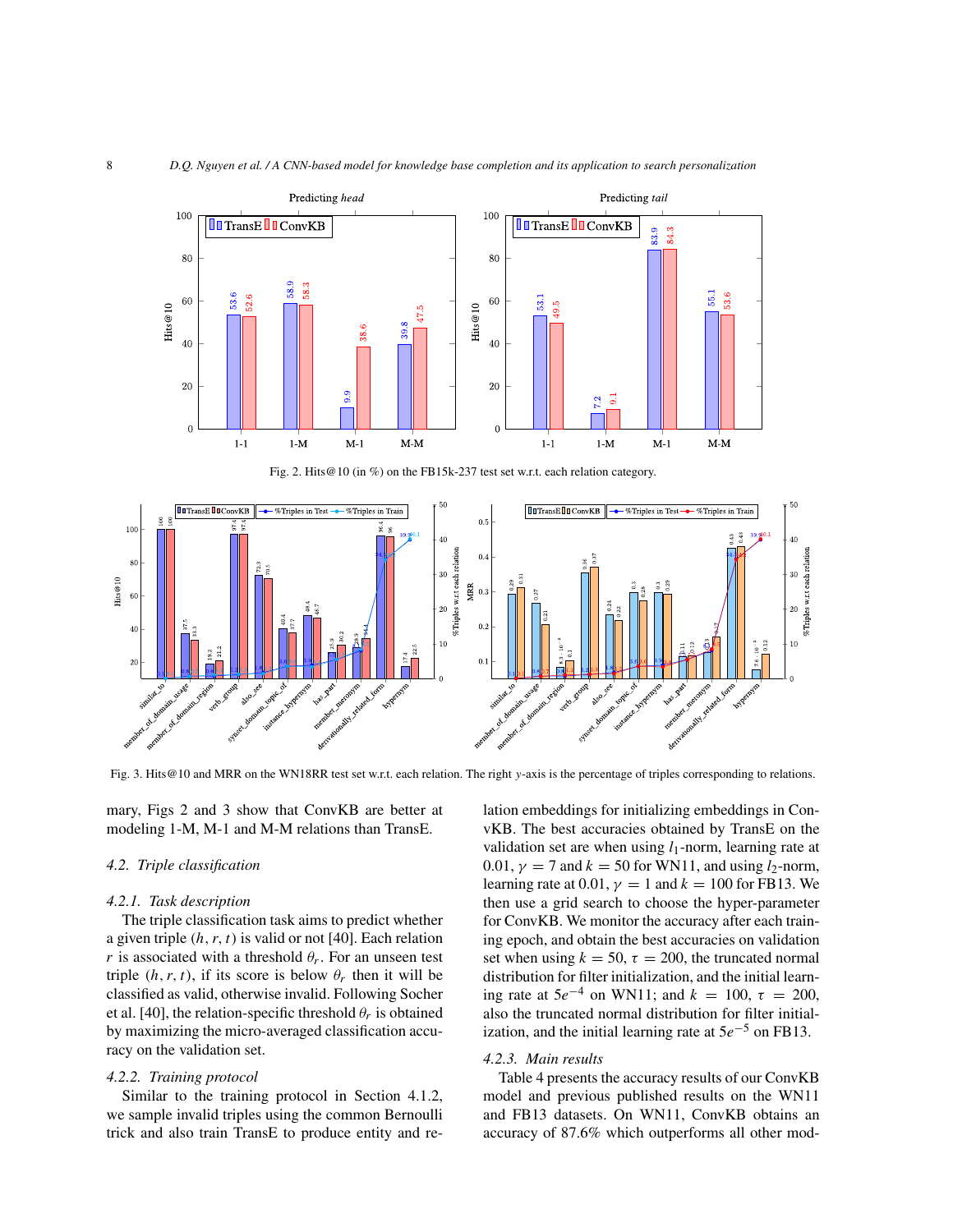Fig. 2. Hits@10 (in %) on the FB15k-237 test set w.r.t. each relation category.

Fig. 3. Hits@10 and MRR on the WN18RR test set w.r.t. each relation. The right $y$-axis is the percentage of triples corresponding to relations.

mary, Figs 2 and 3 show that ConvKB are better at modeling 1-M, M-1 and M-M relations than TransE.

### 4.2. Triple classification

#### 4.2.1. Task description

The triple classification task aims to predict whether a given triple $(h, r, t)$ is valid or not [40]. Each relation $r$ is associated with a threshold $\theta_r$. For an unseen test triple $(h, r, t)$, if its score is below $\theta_r$ then it will be classified as valid, otherwise invalid. Following Socher et al. [40], the relation-specific threshold $\theta_r$ is obtained by maximizing the micro-averaged classification accuracy on the validation set.

#### 4.2.2. Training protocol

Similar to the training protocol in Section 4.1.2, we sample invalid triples using the common Bernoulli trick and also train TransE to produce entity and relation embeddings for initializing embeddings in ConvKB. The best accuracies obtained by TransE on the validation set are when using $l_1$-norm, learning rate at 0.01, $\gamma = 7$ and $k = 50$ for WN11, and using $l_2$-norm, learning rate at 0.01, $\gamma = 1$ and $k = 100$ for FB13. We then use a grid search to choose the hyper-parameter for ConvKB. We monitor the accuracy after each training epoch, and obtain the best accuracies on validation set when using $k = 50$, $\tau = 200$, the truncated normal distribution for filter initialization, and the initial learning rate at $5e^{-4}$ on WN11; and $k = 100$, $\tau = 200$, also the truncated normal distribution for filter initialization, and the initial learning rate at $5e^{-5}$ on FB13.

#### 4.2.3. Main results

Table 4 presents the accuracy results of our ConvKB model and previous published results on the WN11 and FB13 datasets. On WN11, ConvKB obtains an accuracy of 87.6% which outperforms all other mod-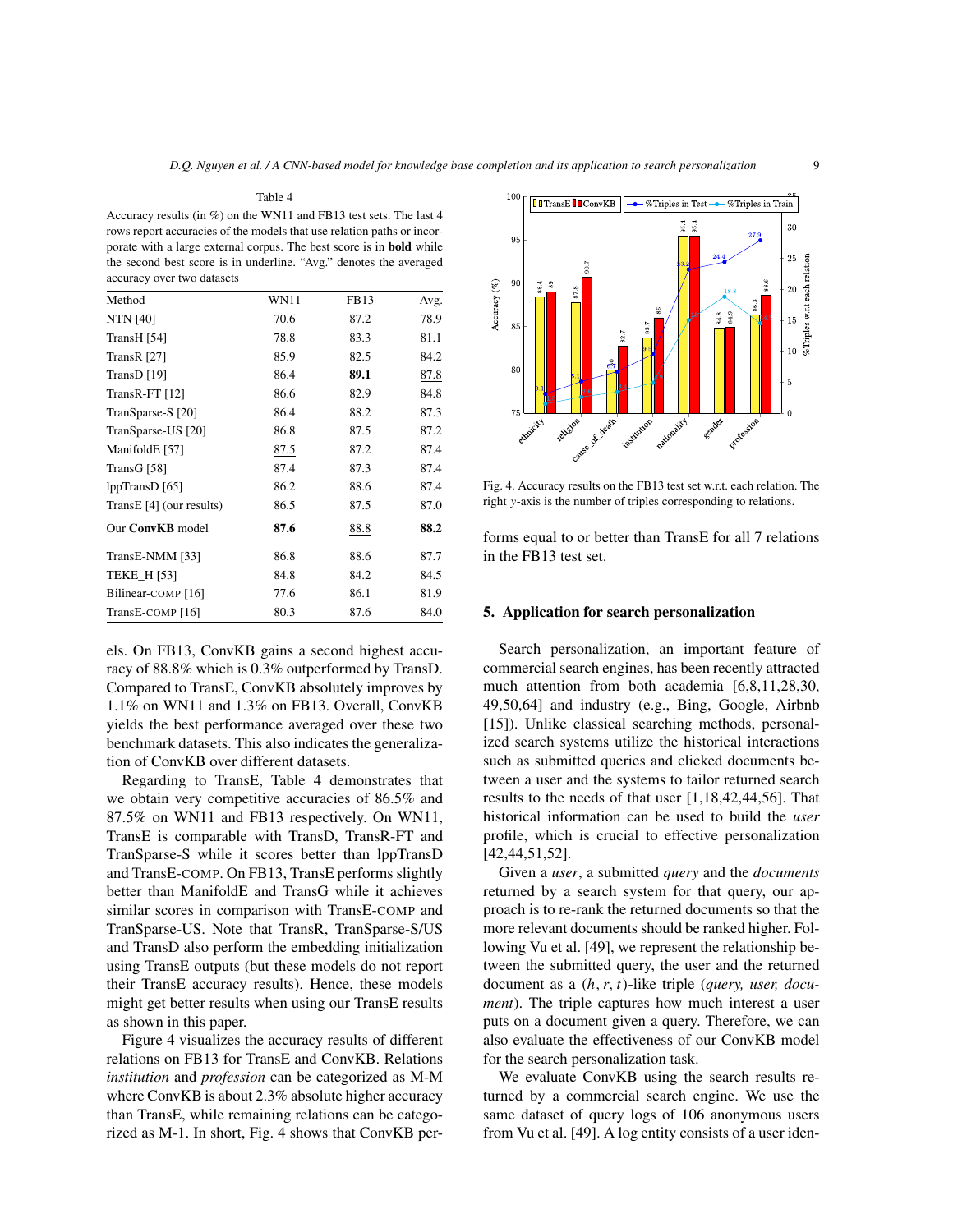Table 4

Accuracy results (in %) on the WN11 and FB13 test sets. The last 4 rows report accuracies of the models that use relation paths or incorporate with a large external corpus. The best score is in **bold** while the second best score is in underline. "Avg." denotes the averaged accuracy over two datasets

| Method | WN11 | FB13 | Avg. |
|---|---|---|---|
| NTN [40] | 70.6 | 87.2 | 78.9 |
| TransH [54] | 78.8 | 83.3 | 81.1 |
| TransR [27] | 85.9 | 82.5 | 84.2 |
| TransD [19] | 86.4 | **89.1** | <u>87.8</u> |
| TransR-FT [12] | 86.6 | 82.9 | 84.8 |
| TranSparse-S [20] | 86.4 | 88.2 | 87.3 |
| TranSparse-US [20] | 86.8 | 87.5 | 87.2 |
| ManifoldE [57] | <u>87.5</u> | 87.2 | 87.4 |
| TransG [58] | 87.4 | 87.3 | 87.4 |
| lppTransD [65] | 86.2 | 88.6 | 87.4 |
| TransE [4] (our results) | 86.5 | 87.5 | 87.0 |
| Our **ConvKB** model | **87.6** | <u>88.8</u> | **88.2** |
| TransE-NMM [33] | 86.8 | 88.6 | 87.7 |
| TEKE_H [53] | 84.8 | 84.2 | 84.5 |
| Bilinear-COMP [16] | 77.6 | 86.1 | 81.9 |
| TransE-COMP [16] | 80.3 | 87.6 | 84.0 |

els. On FB13, ConvKB gains a second highest accuracy of 88.8% which is 0.3% outperformed by TransD. Compared to TransE, ConvKB absolutely improves by 1.1% on WN11 and 1.3% on FB13. Overall, ConvKB yields the best performance averaged over these two benchmark datasets. This also indicates the generalization of ConvKB over different datasets.

Regarding to TransE, Table 4 demonstrates that we obtain very competitive accuracies of 86.5% and 87.5% on WN11 and FB13 respectively. On WN11, TransE is comparable with TransD, TransR-FT and TranSparse-S while it scores better than lppTransD and TransE-COMP. On FB13, TransE performs slightly better than ManifoldE and TransG while it achieves similar scores in comparison with TransE-COMP and TranSparse-US. Note that TransR, TranSparse-S/US and TransD also perform the embedding initialization using TransE outputs (but these models do not report their TransE accuracy results). Hence, these models might get better results when using our TransE results as shown in this paper.

Figure 4 visualizes the accuracy results of different relations on FB13 for TransE and ConvKB. Relations *institution* and *profession* can be categorized as M-M where ConvKB is about 2.3% absolute higher accuracy than TransE, while remaining relations can be categorized as M-1. In short, Fig. 4 shows that ConvKB performs equal to or better than TransE for all 7 relations in the FB13 test set.

Fig. 4. Accuracy results on the FB13 test set w.r.t. each relation. The right $y$-axis is the number of triples corresponding to relations.

## 5. Application for search personalization

Search personalization, an important feature of commercial search engines, has been recently attracted much attention from both academia [6,8,11,28,30, 49,50,64] and industry (e.g., Bing, Google, Airbnb [15]). Unlike classical searching methods, personalized search systems utilize the historical interactions such as submitted queries and clicked documents between a user and the systems to tailor returned search results to the needs of that user [1,18,42,44,56]. That historical information can be used to build the *user* profile, which is crucial to effective personalization [42,44,51,52].

Given a *user*, a submitted *query* and the *documents* returned by a search system for that query, our approach is to re-rank the returned documents so that the more relevant documents should be ranked higher. Following Vu et al. [49], we represent the relationship between the submitted query, the user and the returned document as a $(h, r, t)$-like triple (*query, user, document*). The triple captures how much interest a user puts on a document given a query. Therefore, we can also evaluate the effectiveness of our ConvKB model for the search personalization task.

We evaluate ConvKB using the search results returned by a commercial search engine. We use the same dataset of query logs of 106 anonymous users from Vu et al. [49]. A log entity consists of a user iden-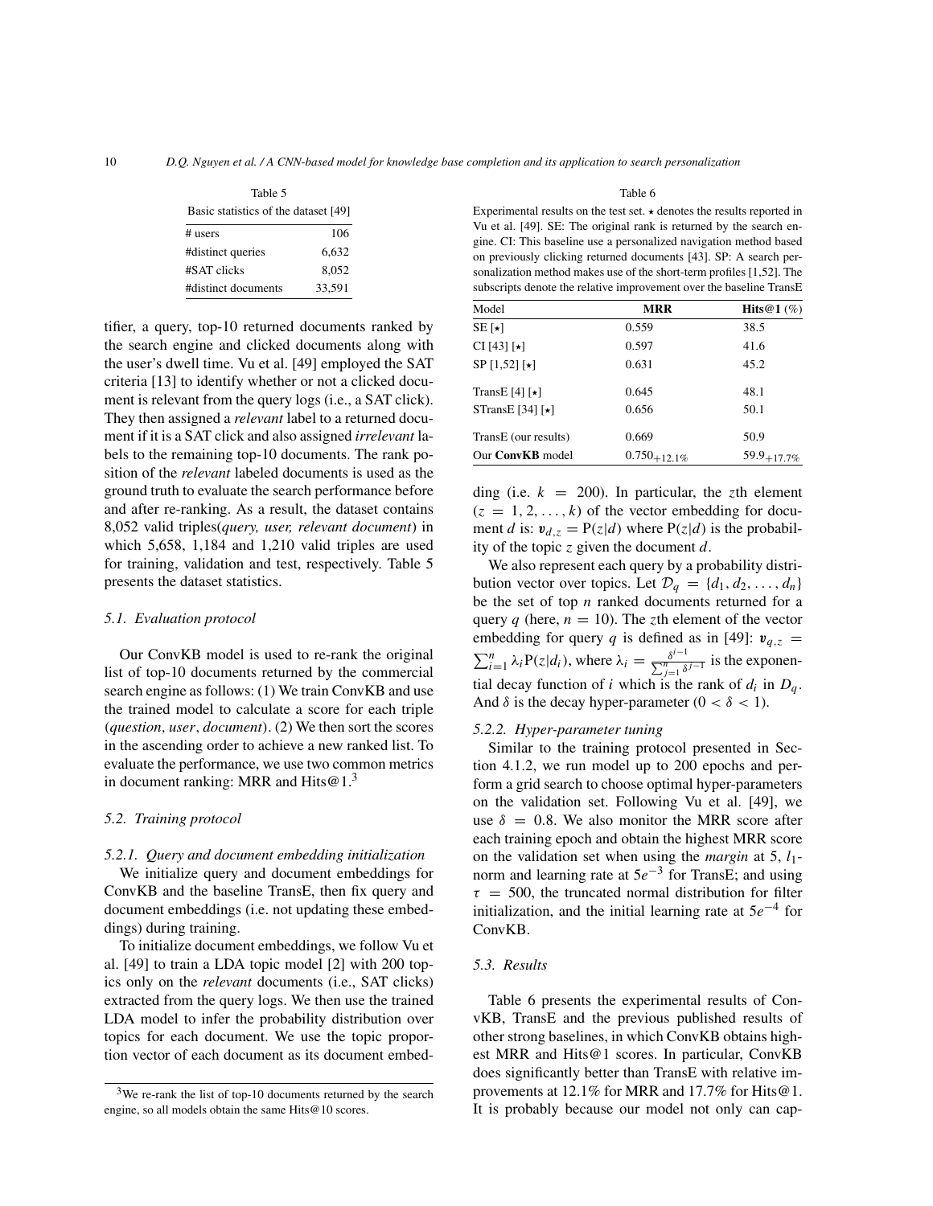Table 5

Basic statistics of the dataset [49]

| | |
|---|---|
| # users | 106 |
| #distinct queries | 6,632 |
| #SAT clicks | 8,052 |
| #distinct documents | 33,591 |

tifier, a query, top-10 returned documents ranked by the search engine and clicked documents along with the user's dwell time. Vu et al. [49] employed the SAT criteria [13] to identify whether or not a clicked document is relevant from the query logs (i.e., a SAT click). They then assigned a *relevant* label to a returned document if it is a SAT click and also assigned *irrelevant* labels to the remaining top-10 documents. The rank position of the *relevant* labeled documents is used as the ground truth to evaluate the search performance before and after re-ranking. As a result, the dataset contains 8,052 valid triples(*query, user, relevant document*) in which 5,658, 1,184 and 1,210 valid triples are used for training, validation and test, respectively. Table 5 presents the dataset statistics.

### 5.1. Evaluation protocol

Our ConvKB model is used to re-rank the original list of top-10 documents returned by the commercial search engine as follows: (1) We train ConvKB and use the trained model to calculate a score for each triple (*question*, *user*, *document*). (2) We then sort the scores in the ascending order to achieve a new ranked list. To evaluate the performance, we use two common metrics in document ranking: MRR and Hits@1.[3]

### 5.2. Training protocol

#### 5.2.1. Query and document embedding initialization

We initialize query and document embeddings for ConvKB and the baseline TransE, then fix query and document embeddings (i.e. not updating these embeddings) during training.

To initialize document embeddings, we follow Vu et al. [49] to train a LDA topic model [2] with 200 topics only on the *relevant* documents (i.e., SAT clicks) extracted from the query logs. We then use the trained LDA model to infer the probability distribution over topics for each document. We use the topic proportion vector of each document as its document embedding (i.e. $k = 200$). In particular, the $z$th element ($z = 1, 2, \ldots, k$) of the vector embedding for document $d$ is: $\boldsymbol{v}_{d,z} = \mathrm{P}(z|d)$ where $\mathrm{P}(z|d)$ is the probability of the topic $z$ given the document $d$.

We also represent each query by a probability distribution vector over topics. Let $\mathcal{D}_q = \{d_1, d_2, \ldots, d_n\}$ be the set of top $n$ ranked documents returned for a query $q$ (here, $n = 10$). The $z$th element of the vector embedding for query $q$ is defined as in [49]: $\boldsymbol{v}_{q,z} = \sum_{i=1}^{n} \lambda_i \mathrm{P}(z|d_i)$, where $\lambda_i = \frac{\delta^{i-1}}{\sum_{j=1}^{n} \delta^{j-1}}$ is the exponential decay function of $i$ which is the rank of $d_i$ in $D_q$. And $\delta$ is the decay hyper-parameter ($0 < \delta < 1$).

#### 5.2.2. Hyper-parameter tuning

Similar to the training protocol presented in Section 4.1.2, we run model up to 200 epochs and perform a grid search to choose optimal hyper-parameters on the validation set. Following Vu et al. [49], we use $\delta = 0.8$. We also monitor the MRR score after each training epoch and obtain the highest MRR score on the validation set when using the *margin* at 5, $l_1$-norm and learning rate at $5e^{-3}$ for TransE; and using $\tau = 500$, the truncated normal distribution for filter initialization, and the initial learning rate at $5e^{-4}$ for ConvKB.

### 5.3. Results

Table 6

Experimental results on the test set. ⋆ denotes the results reported in Vu et al. [49]. SE: The original rank is returned by the search engine. CI: This baseline use a personalized navigation method based on previously clicking returned documents [43]. SP: A search personalization method makes use of the short-term profiles [1,52]. The subscripts denote the relative improvement over the baseline TransE

| Model | **MRR** | **Hits@1** (%) |
|---|---|---|
| SE [⋆] | 0.559 | 38.5 |
| CI [43] [⋆] | 0.597 | 41.6 |
| SP [1,52] [⋆] | 0.631 | 45.2 |
| TransE [4] [⋆] | 0.645 | 48.1 |
| STransE [34] [⋆] | 0.656 | 50.1 |
| TransE (our results) | 0.669 | 50.9 |
| Our **ConvKB** model | $0.750_{+12.1\%}$ | $59.9_{+17.7\%}$ |

Table 6 presents the experimental results of ConvKB, TransE and the previous published results of other strong baselines, in which ConvKB obtains highest MRR and Hits@1 scores. In particular, ConvKB does significantly better than TransE with relative improvements at 12.1% for MRR and 17.7% for Hits@1. It is probably because our model not only can cap-

[3] We re-rank the list of top-10 documents returned by the search engine, so all models obtain the same Hits@10 scores.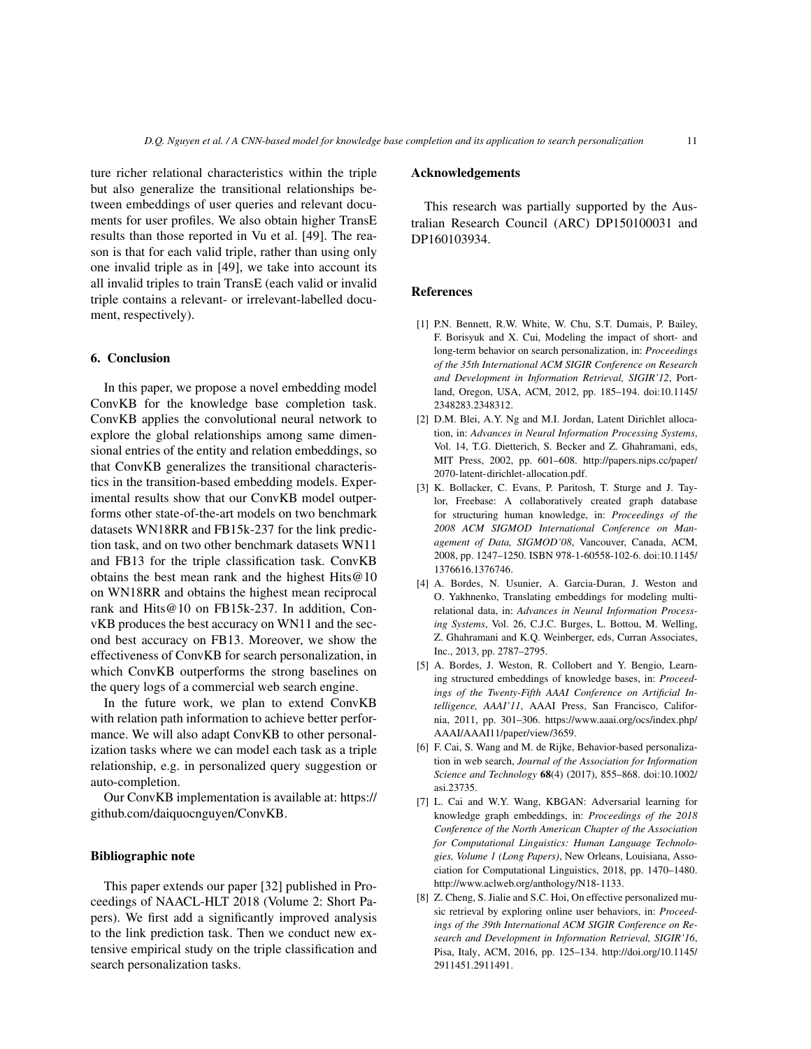ture richer relational characteristics within the triple but also generalize the transitional relationships between embeddings of user queries and relevant documents for user profiles. We also obtain higher TransE results than those reported in Vu et al. [49]. The reason is that for each valid triple, rather than using only one invalid triple as in [49], we take into account its all invalid triples to train TransE (each valid or invalid triple contains a relevant- or irrelevant-labelled document, respectively).

## 6. Conclusion

In this paper, we propose a novel embedding model ConvKB for the knowledge base completion task. ConvKB applies the convolutional neural network to explore the global relationships among same dimensional entries of the entity and relation embeddings, so that ConvKB generalizes the transitional characteristics in the transition-based embedding models. Experimental results show that our ConvKB model outperforms other state-of-the-art models on two benchmark datasets WN18RR and FB15k-237 for the link prediction task, and on two other benchmark datasets WN11 and FB13 for the triple classification task. ConvKB obtains the best mean rank and the highest Hits@10 on WN18RR and obtains the highest mean reciprocal rank and Hits@10 on FB15k-237. In addition, ConvKB produces the best accuracy on WN11 and the second best accuracy on FB13. Moreover, we show the effectiveness of ConvKB for search personalization, in which ConvKB outperforms the strong baselines on the query logs of a commercial web search engine.

In the future work, we plan to extend ConvKB with relation path information to achieve better performance. We will also adapt ConvKB to other personalization tasks where we can model each task as a triple relationship, e.g. in personalized query suggestion or auto-completion.

Our ConvKB implementation is available at: https://github.com/daiquocnguyen/ConvKB.

## Bibliographic note

This paper extends our paper [32] published in Proceedings of NAACL-HLT 2018 (Volume 2: Short Papers). We first add a significantly improved analysis to the link prediction task. Then we conduct new extensive empirical study on the triple classification and search personalization tasks.

## Acknowledgements

This research was partially supported by the Australian Research Council (ARC) DP150100031 and DP160103934.

## References

[1] P.N. Bennett, R.W. White, W. Chu, S.T. Dumais, P. Bailey, F. Borisyuk and X. Cui, Modeling the impact of short- and long-term behavior on search personalization, in: *Proceedings of the 35th International ACM SIGIR Conference on Research and Development in Information Retrieval, SIGIR'12*, Portland, Oregon, USA, ACM, 2012, pp. 185–194. doi:10.1145/2348283.2348312.

[2] D.M. Blei, A.Y. Ng and M.I. Jordan, Latent Dirichlet allocation, in: *Advances in Neural Information Processing Systems*, Vol. 14, T.G. Dietterich, S. Becker and Z. Ghahramani, eds, MIT Press, 2002, pp. 601–608. http://papers.nips.cc/paper/2070-latent-dirichlet-allocation.pdf.

[3] K. Bollacker, C. Evans, P. Paritosh, T. Sturge and J. Taylor, Freebase: A collaboratively created graph database for structuring human knowledge, in: *Proceedings of the 2008 ACM SIGMOD International Conference on Management of Data, SIGMOD'08*, Vancouver, Canada, ACM, 2008, pp. 1247–1250. ISBN 978-1-60558-102-6. doi:10.1145/1376616.1376746.

[4] A. Bordes, N. Usunier, A. Garcia-Duran, J. Weston and O. Yakhnenko, Translating embeddings for modeling multi-relational data, in: *Advances in Neural Information Processing Systems*, Vol. 26, C.J.C. Burges, L. Bottou, M. Welling, Z. Ghahramani and K.Q. Weinberger, eds, Curran Associates, Inc., 2013, pp. 2787–2795.

[5] A. Bordes, J. Weston, R. Collobert and Y. Bengio, Learning structured embeddings of knowledge bases, in: *Proceedings of the Twenty-Fifth AAAI Conference on Artificial Intelligence, AAAI'11*, AAAI Press, San Francisco, California, 2011, pp. 301–306. https://www.aaai.org/ocs/index.php/AAAI/AAAI11/paper/view/3659.

[6] F. Cai, S. Wang and M. de Rijke, Behavior-based personalization in web search, *Journal of the Association for Information Science and Technology* **68**(4) (2017), 855–868. doi:10.1002/asi.23735.

[7] L. Cai and W.Y. Wang, KBGAN: Adversarial learning for knowledge graph embeddings, in: *Proceedings of the 2018 Conference of the North American Chapter of the Association for Computational Linguistics: Human Language Technologies, Volume 1 (Long Papers)*, New Orleans, Louisiana, Association for Computational Linguistics, 2018, pp. 1470–1480. http://www.aclweb.org/anthology/N18-1133.

[8] Z. Cheng, S. Jialie and S.C. Hoi, On effective personalized music retrieval by exploring online user behaviors, in: *Proceedings of the 39th International ACM SIGIR Conference on Research and Development in Information Retrieval, SIGIR'16*, Pisa, Italy, ACM, 2016, pp. 125–134. http://doi.org/10.1145/2911451.2911491.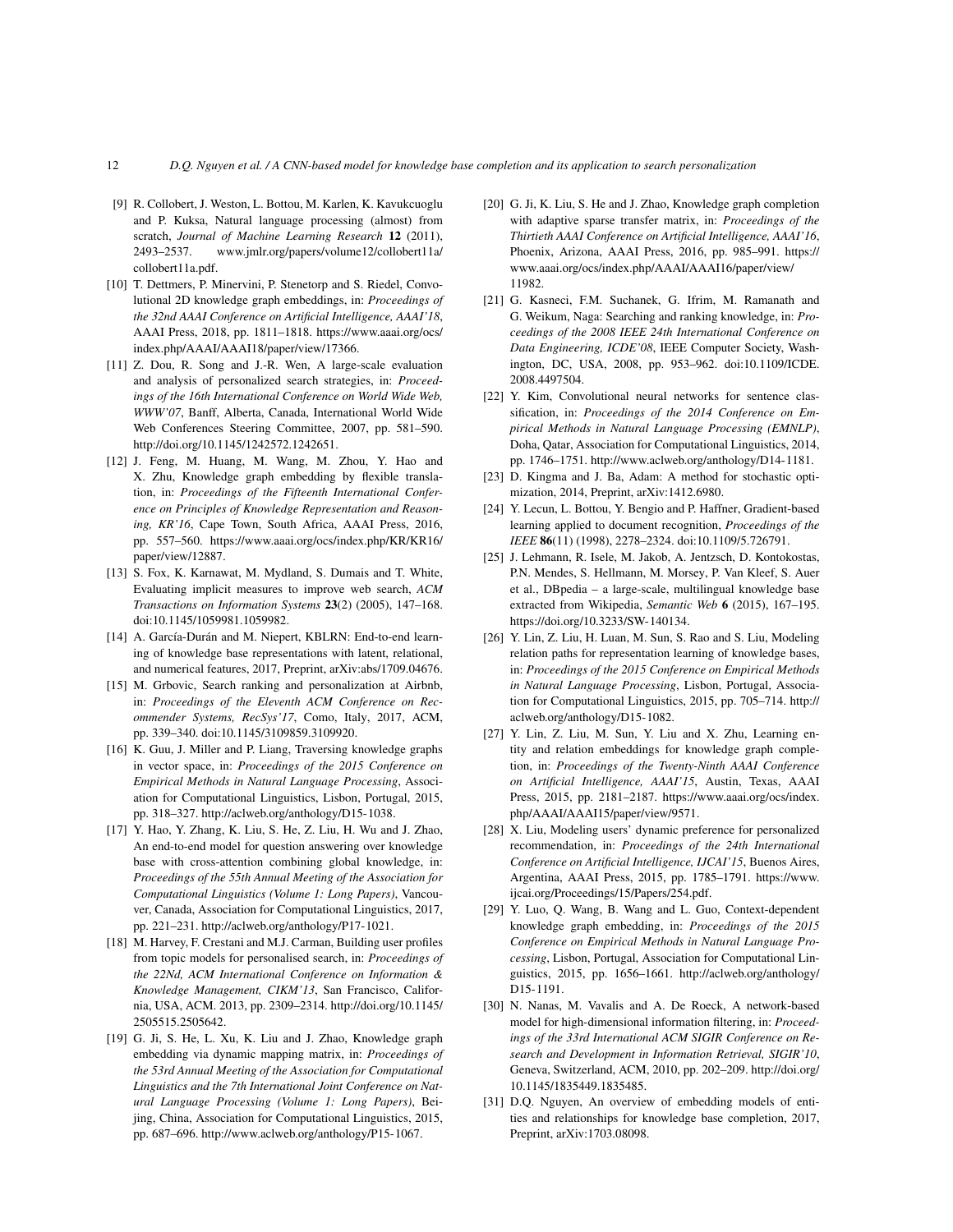[9] R. Collobert, J. Weston, L. Bottou, M. Karlen, K. Kavukcuoglu and P. Kuksa, Natural language processing (almost) from scratch, *Journal of Machine Learning Research* **12** (2011), 2493–2537. www.jmlr.org/papers/volume12/collobert11a/collobert11a.pdf.

[10] T. Dettmers, P. Minervini, P. Stenetorp and S. Riedel, Convolutional 2D knowledge graph embeddings, in: *Proceedings of the 32nd AAAI Conference on Artificial Intelligence, AAAI'18*, AAAI Press, 2018, pp. 1811–1818. https://www.aaai.org/ocs/index.php/AAAI/AAAI18/paper/view/17366.

[11] Z. Dou, R. Song and J.-R. Wen, A large-scale evaluation and analysis of personalized search strategies, in: *Proceedings of the 16th International Conference on World Wide Web, WWW'07*, Banff, Alberta, Canada, International World Wide Web Conferences Steering Committee, 2007, pp. 581–590. http://doi.org/10.1145/1242572.1242651.

[12] J. Feng, M. Huang, M. Wang, M. Zhou, Y. Hao and X. Zhu, Knowledge graph embedding by flexible translation, in: *Proceedings of the Fifteenth International Conference on Principles of Knowledge Representation and Reasoning, KR'16*, Cape Town, South Africa, AAAI Press, 2016, pp. 557–560. https://www.aaai.org/ocs/index.php/KR/KR16/paper/view/12887.

[13] S. Fox, K. Karnawat, M. Mydland, S. Dumais and T. White, Evaluating implicit measures to improve web search, *ACM Transactions on Information Systems* **23**(2) (2005), 147–168. doi:10.1145/1059981.1059982.

[14] A. García-Durán and M. Niepert, KBLRN: End-to-end learning of knowledge base representations with latent, relational, and numerical features, 2017, Preprint, arXiv:abs/1709.04676.

[15] M. Grbovic, Search ranking and personalization at Airbnb, in: *Proceedings of the Eleventh ACM Conference on Recommender Systems, RecSys'17*, Como, Italy, 2017, ACM, pp. 339–340. doi:10.1145/3109859.3109920.

[16] K. Guu, J. Miller and P. Liang, Traversing knowledge graphs in vector space, in: *Proceedings of the 2015 Conference on Empirical Methods in Natural Language Processing*, Association for Computational Linguistics, Lisbon, Portugal, 2015, pp. 318–327. http://aclweb.org/anthology/D15-1038.

[17] Y. Hao, Y. Zhang, K. Liu, S. He, Z. Liu, H. Wu and J. Zhao, An end-to-end model for question answering over knowledge base with cross-attention combining global knowledge, in: *Proceedings of the 55th Annual Meeting of the Association for Computational Linguistics (Volume 1: Long Papers)*, Vancouver, Canada, Association for Computational Linguistics, 2017, pp. 221–231. http://aclweb.org/anthology/P17-1021.

[18] M. Harvey, F. Crestani and M.J. Carman, Building user profiles from topic models for personalised search, in: *Proceedings of the 22Nd, ACM International Conference on Information & Knowledge Management, CIKM'13*, San Francisco, California, USA, ACM. 2013, pp. 2309–2314. http://doi.org/10.1145/2505515.2505642.

[19] G. Ji, S. He, L. Xu, K. Liu and J. Zhao, Knowledge graph embedding via dynamic mapping matrix, in: *Proceedings of the 53rd Annual Meeting of the Association for Computational Linguistics and the 7th International Joint Conference on Natural Language Processing (Volume 1: Long Papers)*, Beijing, China, Association for Computational Linguistics, 2015, pp. 687–696. http://www.aclweb.org/anthology/P15-1067.

[20] G. Ji, K. Liu, S. He and J. Zhao, Knowledge graph completion with adaptive sparse transfer matrix, in: *Proceedings of the Thirtieth AAAI Conference on Artificial Intelligence, AAAI'16*, Phoenix, Arizona, AAAI Press, 2016, pp. 985–991. https://www.aaai.org/ocs/index.php/AAAI/AAAI16/paper/view/11982.

[21] G. Kasneci, F.M. Suchanek, G. Ifrim, M. Ramanath and G. Weikum, Naga: Searching and ranking knowledge, in: *Proceedings of the 2008 IEEE 24th International Conference on Data Engineering, ICDE'08*, IEEE Computer Society, Washington, DC, USA, 2008, pp. 953–962. doi:10.1109/ICDE.2008.4497504.

[22] Y. Kim, Convolutional neural networks for sentence classification, in: *Proceedings of the 2014 Conference on Empirical Methods in Natural Language Processing (EMNLP)*, Doha, Qatar, Association for Computational Linguistics, 2014, pp. 1746–1751. http://www.aclweb.org/anthology/D14-1181.

[23] D. Kingma and J. Ba, Adam: A method for stochastic optimization, 2014, Preprint, arXiv:1412.6980.

[24] Y. Lecun, L. Bottou, Y. Bengio and P. Haffner, Gradient-based learning applied to document recognition, *Proceedings of the IEEE* **86**(11) (1998), 2278–2324. doi:10.1109/5.726791.

[25] J. Lehmann, R. Isele, M. Jakob, A. Jentzsch, D. Kontokostas, P.N. Mendes, S. Hellmann, M. Morsey, P. Van Kleef, S. Auer et al., DBpedia – a large-scale, multilingual knowledge base extracted from Wikipedia, *Semantic Web* **6** (2015), 167–195. https://doi.org/10.3233/SW-140134.

[26] Y. Lin, Z. Liu, H. Luan, M. Sun, S. Rao and S. Liu, Modeling relation paths for representation learning of knowledge bases, in: *Proceedings of the 2015 Conference on Empirical Methods in Natural Language Processing*, Lisbon, Portugal, Association for Computational Linguistics, 2015, pp. 705–714. http://aclweb.org/anthology/D15-1082.

[27] Y. Lin, Z. Liu, M. Sun, Y. Liu and X. Zhu, Learning entity and relation embeddings for knowledge graph completion, in: *Proceedings of the Twenty-Ninth AAAI Conference on Artificial Intelligence, AAAI'15*, Austin, Texas, AAAI Press, 2015, pp. 2181–2187. https://www.aaai.org/ocs/index.php/AAAI/AAAI15/paper/view/9571.

[28] X. Liu, Modeling users' dynamic preference for personalized recommendation, in: *Proceedings of the 24th International Conference on Artificial Intelligence, IJCAI'15*, Buenos Aires, Argentina, AAAI Press, 2015, pp. 1785–1791. https://www.ijcai.org/Proceedings/15/Papers/254.pdf.

[29] Y. Luo, Q. Wang, B. Wang and L. Guo, Context-dependent knowledge graph embedding, in: *Proceedings of the 2015 Conference on Empirical Methods in Natural Language Processing*, Lisbon, Portugal, Association for Computational Linguistics, 2015, pp. 1656–1661. http://aclweb.org/anthology/D15-1191.

[30] N. Nanas, M. Vavalis and A. De Roeck, A network-based model for high-dimensional information filtering, in: *Proceedings of the 33rd International ACM SIGIR Conference on Research and Development in Information Retrieval, SIGIR'10*, Geneva, Switzerland, ACM, 2010, pp. 202–209. http://doi.org/10.1145/1835449.1835485.

[31] D.Q. Nguyen, An overview of embedding models of entities and relationships for knowledge base completion, 2017, Preprint, arXiv:1703.08098.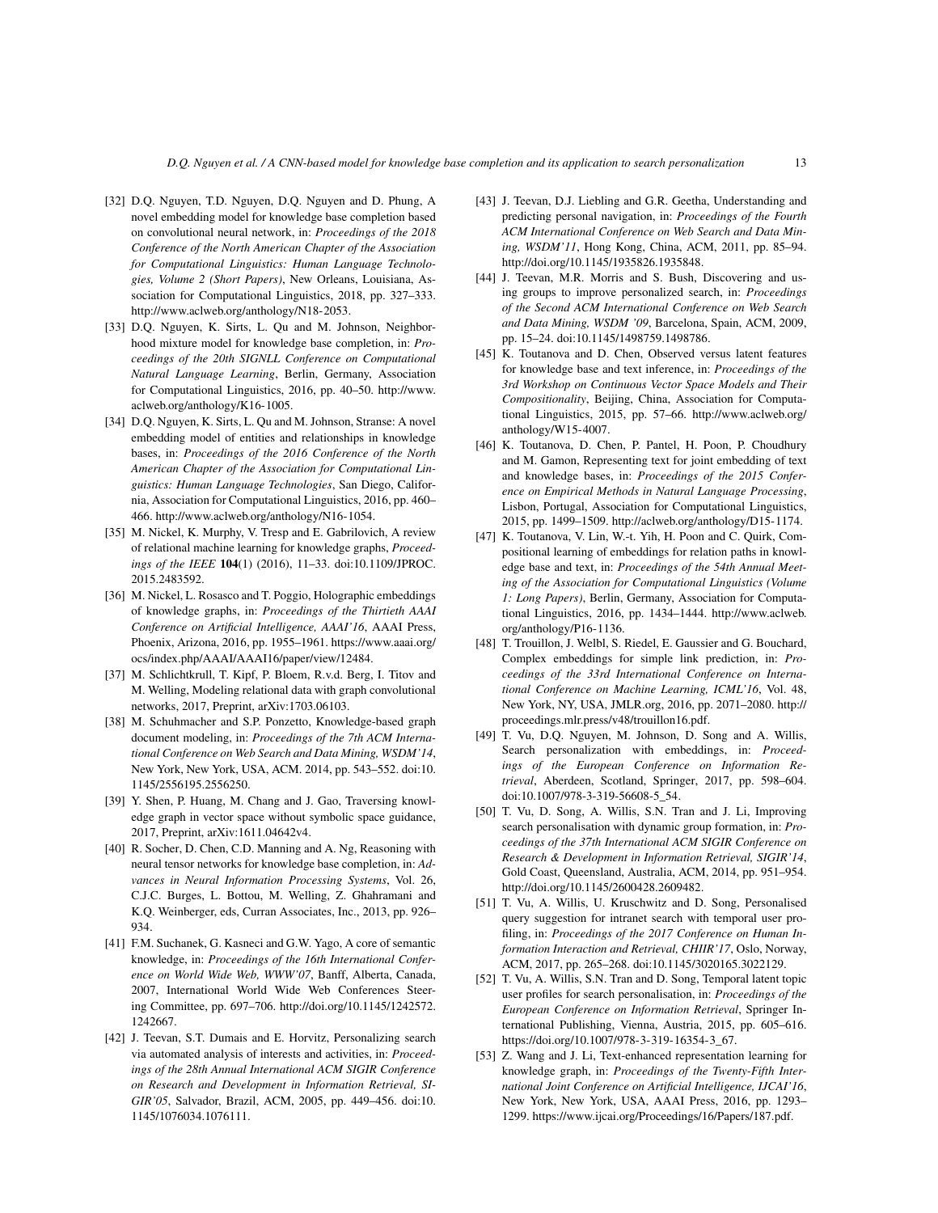[32] D.Q. Nguyen, T.D. Nguyen, D.Q. Nguyen and D. Phung, A novel embedding model for knowledge base completion based on convolutional neural network, in: *Proceedings of the 2018 Conference of the North American Chapter of the Association for Computational Linguistics: Human Language Technologies, Volume 2 (Short Papers)*, New Orleans, Louisiana, Association for Computational Linguistics, 2018, pp. 327–333. http://www.aclweb.org/anthology/N18-2053.

[33] D.Q. Nguyen, K. Sirts, L. Qu and M. Johnson, Neighborhood mixture model for knowledge base completion, in: *Proceedings of the 20th SIGNLL Conference on Computational Natural Language Learning*, Berlin, Germany, Association for Computational Linguistics, 2016, pp. 40–50. http://www.aclweb.org/anthology/K16-1005.

[34] D.Q. Nguyen, K. Sirts, L. Qu and M. Johnson, Stranse: A novel embedding model of entities and relationships in knowledge bases, in: *Proceedings of the 2016 Conference of the North American Chapter of the Association for Computational Linguistics: Human Language Technologies*, San Diego, California, Association for Computational Linguistics, 2016, pp. 460–466. http://www.aclweb.org/anthology/N16-1054.

[35] M. Nickel, K. Murphy, V. Tresp and E. Gabrilovich, A review of relational machine learning for knowledge graphs, *Proceedings of the IEEE* **104**(1) (2016), 11–33. doi:10.1109/JPROC.2015.2483592.

[36] M. Nickel, L. Rosasco and T. Poggio, Holographic embeddings of knowledge graphs, in: *Proceedings of the Thirtieth AAAI Conference on Artificial Intelligence, AAAI'16*, AAAI Press, Phoenix, Arizona, 2016, pp. 1955–1961. https://www.aaai.org/ocs/index.php/AAAI/AAAI16/paper/view/12484.

[37] M. Schlichtkrull, T. Kipf, P. Bloem, R.v.d. Berg, I. Titov and M. Welling, Modeling relational data with graph convolutional networks, 2017, Preprint, arXiv:1703.06103.

[38] M. Schuhmacher and S.P. Ponzetto, Knowledge-based graph document modeling, in: *Proceedings of the 7th ACM International Conference on Web Search and Data Mining, WSDM'14*, New York, New York, USA, ACM. 2014, pp. 543–552. doi:10.1145/2556195.2556250.

[39] Y. Shen, P. Huang, M. Chang and J. Gao, Traversing knowledge graph in vector space without symbolic space guidance, 2017, Preprint, arXiv:1611.04642v4.

[40] R. Socher, D. Chen, C.D. Manning and A. Ng, Reasoning with neural tensor networks for knowledge base completion, in: *Advances in Neural Information Processing Systems*, Vol. 26, C.J.C. Burges, L. Bottou, M. Welling, Z. Ghahramani and K.Q. Weinberger, eds, Curran Associates, Inc., 2013, pp. 926–934.

[41] F.M. Suchanek, G. Kasneci and G.W. Yago, A core of semantic knowledge, in: *Proceedings of the 16th International Conference on World Wide Web, WWW'07*, Banff, Alberta, Canada, 2007, International World Wide Web Conferences Steering Committee, pp. 697–706. http://doi.org/10.1145/1242572.1242667.

[42] J. Teevan, S.T. Dumais and E. Horvitz, Personalizing search via automated analysis of interests and activities, in: *Proceedings of the 28th Annual International ACM SIGIR Conference on Research and Development in Information Retrieval, SIGIR'05*, Salvador, Brazil, ACM, 2005, pp. 449–456. doi:10.1145/1076034.1076111.

[43] J. Teevan, D.J. Liebling and G.R. Geetha, Understanding and predicting personal navigation, in: *Proceedings of the Fourth ACM International Conference on Web Search and Data Mining, WSDM'11*, Hong Kong, China, ACM, 2011, pp. 85–94. http://doi.org/10.1145/1935826.1935848.

[44] J. Teevan, M.R. Morris and S. Bush, Discovering and using groups to improve personalized search, in: *Proceedings of the Second ACM International Conference on Web Search and Data Mining, WSDM '09*, Barcelona, Spain, ACM, 2009, pp. 15–24. doi:10.1145/1498759.1498786.

[45] K. Toutanova and D. Chen, Observed versus latent features for knowledge base and text inference, in: *Proceedings of the 3rd Workshop on Continuous Vector Space Models and Their Compositionality*, Beijing, China, Association for Computational Linguistics, 2015, pp. 57–66. http://www.aclweb.org/anthology/W15-4007.

[46] K. Toutanova, D. Chen, P. Pantel, H. Poon, P. Choudhury and M. Gamon, Representing text for joint embedding of text and knowledge bases, in: *Proceedings of the 2015 Conference on Empirical Methods in Natural Language Processing*, Lisbon, Portugal, Association for Computational Linguistics, 2015, pp. 1499–1509. http://aclweb.org/anthology/D15-1174.

[47] K. Toutanova, V. Lin, W.-t. Yih, H. Poon and C. Quirk, Compositional learning of embeddings for relation paths in knowledge base and text, in: *Proceedings of the 54th Annual Meeting of the Association for Computational Linguistics (Volume 1: Long Papers)*, Berlin, Germany, Association for Computational Linguistics, 2016, pp. 1434–1444. http://www.aclweb.org/anthology/P16-1136.

[48] T. Trouillon, J. Welbl, S. Riedel, E. Gaussier and G. Bouchard, Complex embeddings for simple link prediction, in: *Proceedings of the 33rd International Conference on International Conference on Machine Learning, ICML'16*, Vol. 48, New York, NY, USA, JMLR.org, 2016, pp. 2071–2080. http://proceedings.mlr.press/v48/trouillon16.pdf.

[49] T. Vu, D.Q. Nguyen, M. Johnson, D. Song and A. Willis, Search personalization with embeddings, in: *Proceedings of the European Conference on Information Retrieval*, Aberdeen, Scotland, Springer, 2017, pp. 598–604. doi:10.1007/978-3-319-56608-5_54.

[50] T. Vu, D. Song, A. Willis, S.N. Tran and J. Li, Improving search personalisation with dynamic group formation, in: *Proceedings of the 37th International ACM SIGIR Conference on Research & Development in Information Retrieval, SIGIR'14*, Gold Coast, Queensland, Australia, ACM, 2014, pp. 951–954. http://doi.org/10.1145/2600428.2609482.

[51] T. Vu, A. Willis, U. Kruschwitz and D. Song, Personalised query suggestion for intranet search with temporal user profiling, in: *Proceedings of the 2017 Conference on Human Information Interaction and Retrieval, CHIIR'17*, Oslo, Norway, ACM, 2017, pp. 265–268. doi:10.1145/3020165.3022129.

[52] T. Vu, A. Willis, S.N. Tran and D. Song, Temporal latent topic user profiles for search personalisation, in: *Proceedings of the European Conference on Information Retrieval*, Springer International Publishing, Vienna, Austria, 2015, pp. 605–616. https://doi.org/10.1007/978-3-319-16354-3_67.

[53] Z. Wang and J. Li, Text-enhanced representation learning for knowledge graph, in: *Proceedings of the Twenty-Fifth International Joint Conference on Artificial Intelligence, IJCAI'16*, New York, New York, USA, AAAI Press, 2016, pp. 1293–1299. https://www.ijcai.org/Proceedings/16/Papers/187.pdf.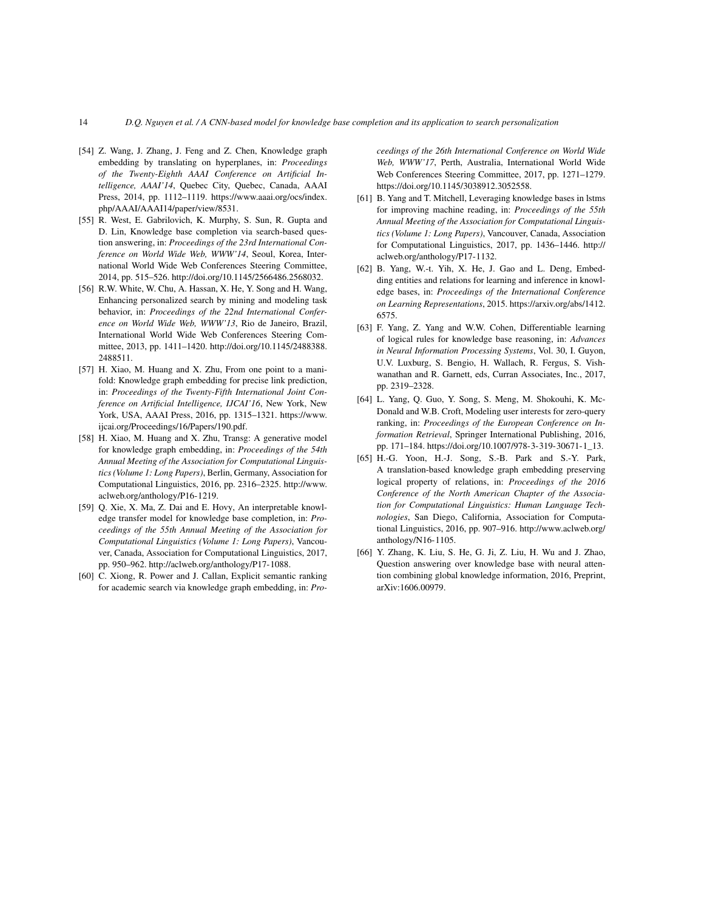[54] Z. Wang, J. Zhang, J. Feng and Z. Chen, Knowledge graph embedding by translating on hyperplanes, in: *Proceedings of the Twenty-Eighth AAAI Conference on Artificial Intelligence, AAAI'14*, Quebec City, Quebec, Canada, AAAI Press, 2014, pp. 1112–1119. https://www.aaai.org/ocs/index.php/AAAI/AAAI14/paper/view/8531.

[55] R. West, E. Gabrilovich, K. Murphy, S. Sun, R. Gupta and D. Lin, Knowledge base completion via search-based question answering, in: *Proceedings of the 23rd International Conference on World Wide Web, WWW'14*, Seoul, Korea, International World Wide Web Conferences Steering Committee, 2014, pp. 515–526. http://doi.org/10.1145/2566486.2568032.

[56] R.W. White, W. Chu, A. Hassan, X. He, Y. Song and H. Wang, Enhancing personalized search by mining and modeling task behavior, in: *Proceedings of the 22nd International Conference on World Wide Web, WWW'13*, Rio de Janeiro, Brazil, International World Wide Web Conferences Steering Committee, 2013, pp. 1411–1420. http://doi.org/10.1145/2488388.2488511.

[57] H. Xiao, M. Huang and X. Zhu, From one point to a manifold: Knowledge graph embedding for precise link prediction, in: *Proceedings of the Twenty-Fifth International Joint Conference on Artificial Intelligence, IJCAI'16*, New York, New York, USA, AAAI Press, 2016, pp. 1315–1321. https://www.ijcai.org/Proceedings/16/Papers/190.pdf.

[58] H. Xiao, M. Huang and X. Zhu, Transg: A generative model for knowledge graph embedding, in: *Proceedings of the 54th Annual Meeting of the Association for Computational Linguistics (Volume 1: Long Papers)*, Berlin, Germany, Association for Computational Linguistics, 2016, pp. 2316–2325. http://www.aclweb.org/anthology/P16-1219.

[59] Q. Xie, X. Ma, Z. Dai and E. Hovy, An interpretable knowledge transfer model for knowledge base completion, in: *Proceedings of the 55th Annual Meeting of the Association for Computational Linguistics (Volume 1: Long Papers)*, Vancouver, Canada, Association for Computational Linguistics, 2017, pp. 950–962. http://aclweb.org/anthology/P17-1088.

[60] C. Xiong, R. Power and J. Callan, Explicit semantic ranking for academic search via knowledge graph embedding, in: *Proceedings of the 26th International Conference on World Wide Web, WWW'17*, Perth, Australia, International World Wide Web Conferences Steering Committee, 2017, pp. 1271–1279. https://doi.org/10.1145/3038912.3052558.

[61] B. Yang and T. Mitchell, Leveraging knowledge bases in lstms for improving machine reading, in: *Proceedings of the 55th Annual Meeting of the Association for Computational Linguistics (Volume 1: Long Papers)*, Vancouver, Canada, Association for Computational Linguistics, 2017, pp. 1436–1446. http://aclweb.org/anthology/P17-1132.

[62] B. Yang, W.-t. Yih, X. He, J. Gao and L. Deng, Embedding entities and relations for learning and inference in knowledge bases, in: *Proceedings of the International Conference on Learning Representations*, 2015. https://arxiv.org/abs/1412.6575.

[63] F. Yang, Z. Yang and W.W. Cohen, Differentiable learning of logical rules for knowledge base reasoning, in: *Advances in Neural Information Processing Systems*, Vol. 30, I. Guyon, U.V. Luxburg, S. Bengio, H. Wallach, R. Fergus, S. Vishwanathan and R. Garnett, eds, Curran Associates, Inc., 2017, pp. 2319–2328.

[64] L. Yang, Q. Guo, Y. Song, S. Meng, M. Shokouhi, K. McDonald and W.B. Croft, Modeling user interests for zero-query ranking, in: *Proceedings of the European Conference on Information Retrieval*, Springer International Publishing, 2016, pp. 171–184. https://doi.org/10.1007/978-3-319-30671-1_13.

[65] H.-G. Yoon, H.-J. Song, S.-B. Park and S.-Y. Park, A translation-based knowledge graph embedding preserving logical property of relations, in: *Proceedings of the 2016 Conference of the North American Chapter of the Association for Computational Linguistics: Human Language Technologies*, San Diego, California, Association for Computational Linguistics, 2016, pp. 907–916. http://www.aclweb.org/anthology/N16-1105.

[66] Y. Zhang, K. Liu, S. He, G. Ji, Z. Liu, H. Wu and J. Zhao, Question answering over knowledge base with neural attention combining global knowledge information, 2016, Preprint, arXiv:1606.00979.